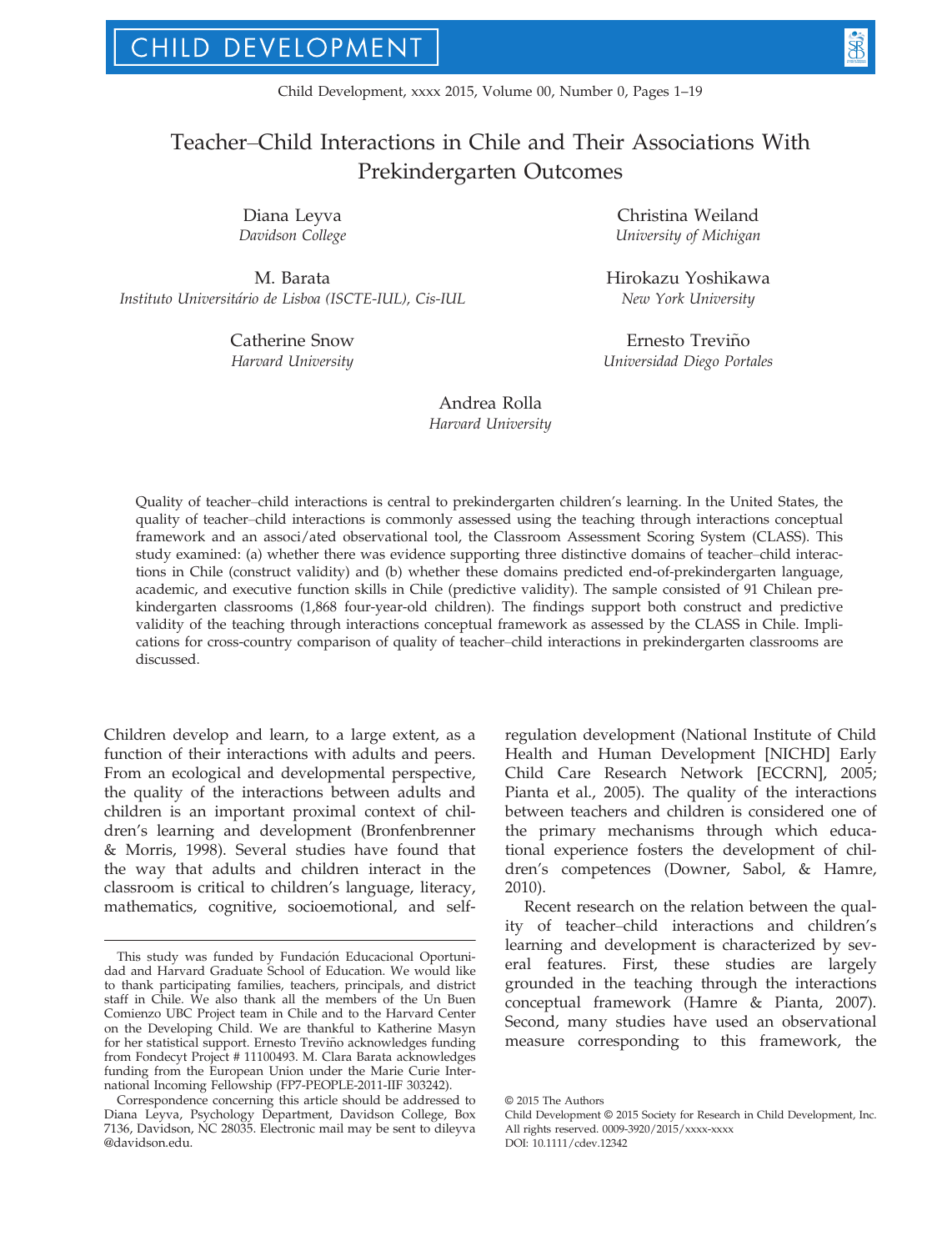# Teacher–Child Interactions in Chile and Their Associations With Prekindergarten Outcomes

Diana Leyva
*Davidson College*

Christina Weiland
*University of Michigan*

M. Barata
*Instituto Universitário de Lisboa (ISCTE-IUL), Cis-IUL*

Hirokazu Yoshikawa
*New York University*

Catherine Snow
*Harvard University*

Ernesto Treviño
*Universidad Diego Portales*

Andrea Rolla
*Harvard University*

Quality of teacher–child interactions is central to prekindergarten children's learning. In the United States, the quality of teacher–child interactions is commonly assessed using the teaching through interactions conceptual framework and an associ/ated observational tool, the Classroom Assessment Scoring System (CLASS). This study examined: (a) whether there was evidence supporting three distinctive domains of teacher–child interactions in Chile (construct validity) and (b) whether these domains predicted end-of-prekindergarten language, academic, and executive function skills in Chile (predictive validity). The sample consisted of 91 Chilean prekindergarten classrooms (1,868 four-year-old children). The findings support both construct and predictive validity of the teaching through interactions conceptual framework as assessed by the CLASS in Chile. Implications for cross-country comparison of quality of teacher–child interactions in prekindergarten classrooms are discussed.

Children develop and learn, to a large extent, as a function of their interactions with adults and peers. From an ecological and developmental perspective, the quality of the interactions between adults and children is an important proximal context of children's learning and development (Bronfenbrenner & Morris, 1998). Several studies have found that the way that adults and children interact in the classroom is critical to children's language, literacy, mathematics, cognitive, socioemotional, and self-regulation development (National Institute of Child Health and Human Development [NICHD] Early Child Care Research Network [ECCRN], 2005; Pianta et al., 2005). The quality of the interactions between teachers and children is considered one of the primary mechanisms through which educational experience fosters the development of children's competences (Downer, Sabol, & Hamre, 2010).

Recent research on the relation between the quality of teacher–child interactions and children's learning and development is characterized by several features. First, these studies are largely grounded in the teaching through the interactions conceptual framework (Hamre & Pianta, 2007). Second, many studies have used an observational measure corresponding to this framework, the

---

This study was funded by Fundación Educacional Oportunidad and Harvard Graduate School of Education. We would like to thank participating families, teachers, principals, and district staff in Chile. We also thank all the members of the Un Buen Comienzo UBC Project team in Chile and to the Harvard Center on the Developing Child. We are thankful to Katherine Masyn for her statistical support. Ernesto Treviño acknowledges funding from Fondecyt Project # 11100493. M. Clara Barata acknowledges funding from the European Union under the Marie Curie International Incoming Fellowship (FP7-PEOPLE-2011-IIF 303242).

Correspondence concerning this article should be addressed to Diana Leyva, Psychology Department, Davidson College, Box 7136, Davidson, NC 28035. Electronic mail may be sent to dileyva@davidson.edu.

© 2015 The Authors
Child Development © 2015 Society for Research in Child Development, Inc.
All rights reserved. 0009-3920/2015/xxxx-xxxx
DOI: 10.1111/cdev.12342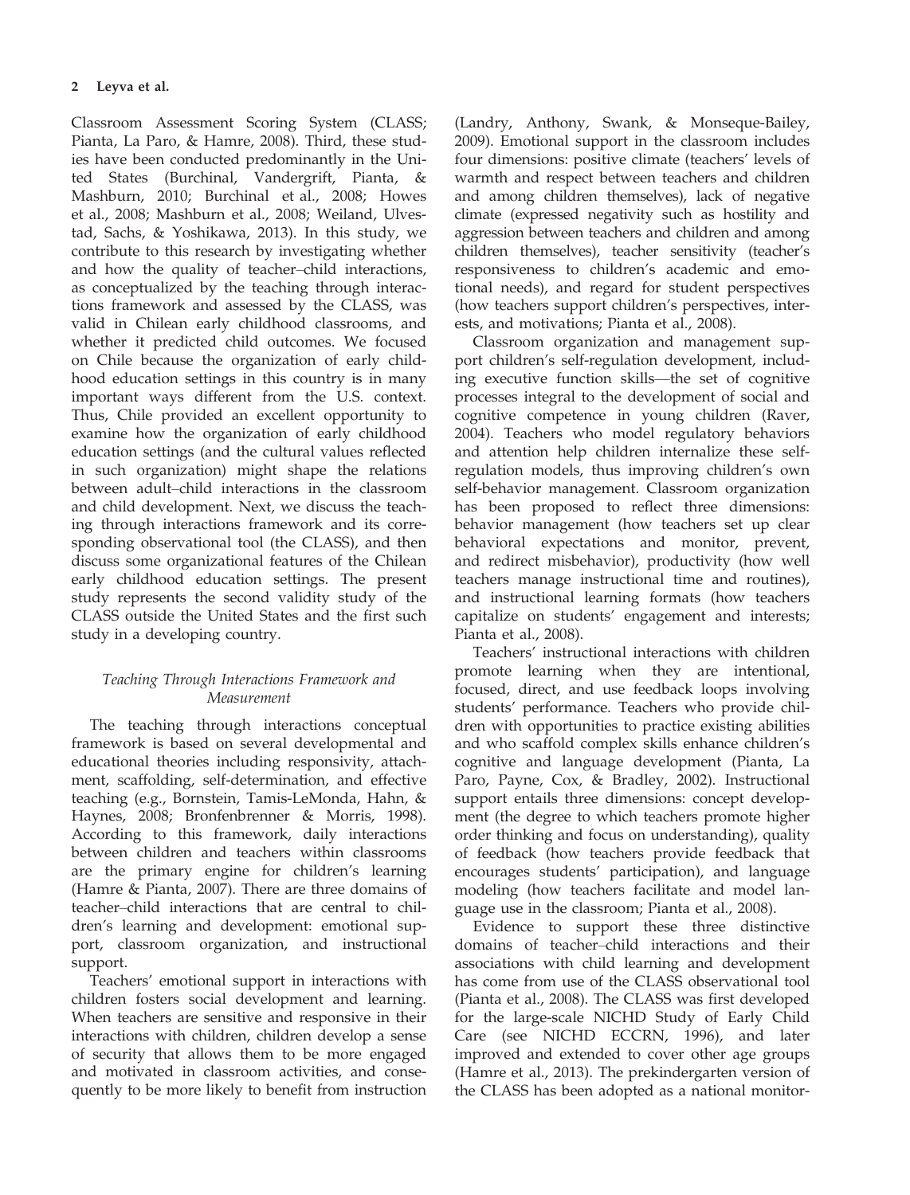Classroom Assessment Scoring System (CLASS; Pianta, La Paro, & Hamre, 2008). Third, these studies have been conducted predominantly in the United States (Burchinal, Vandergrift, Pianta, & Mashburn, 2010; Burchinal et al., 2008; Howes et al., 2008; Mashburn et al., 2008; Weiland, Ulvestad, Sachs, & Yoshikawa, 2013). In this study, we contribute to this research by investigating whether and how the quality of teacher–child interactions, as conceptualized by the teaching through interactions framework and assessed by the CLASS, was valid in Chilean early childhood classrooms, and whether it predicted child outcomes. We focused on Chile because the organization of early childhood education settings in this country is in many important ways different from the U.S. context. Thus, Chile provided an excellent opportunity to examine how the organization of early childhood education settings (and the cultural values reflected in such organization) might shape the relations between adult–child interactions in the classroom and child development. Next, we discuss the teaching through interactions framework and its corresponding observational tool (the CLASS), and then discuss some organizational features of the Chilean early childhood education settings. The present study represents the second validity study of the CLASS outside the United States and the first such study in a developing country.

## *Teaching Through Interactions Framework and Measurement*

The teaching through interactions conceptual framework is based on several developmental and educational theories including responsivity, attachment, scaffolding, self-determination, and effective teaching (e.g., Bornstein, Tamis-LeMonda, Hahn, & Haynes, 2008; Bronfenbrenner & Morris, 1998). According to this framework, daily interactions between children and teachers within classrooms are the primary engine for children's learning (Hamre & Pianta, 2007). There are three domains of teacher–child interactions that are central to children's learning and development: emotional support, classroom organization, and instructional support.

Teachers' emotional support in interactions with children fosters social development and learning. When teachers are sensitive and responsive in their interactions with children, children develop a sense of security that allows them to be more engaged and motivated in classroom activities, and consequently to be more likely to benefit from instruction (Landry, Anthony, Swank, & Monseque-Bailey, 2009). Emotional support in the classroom includes four dimensions: positive climate (teachers' levels of warmth and respect between teachers and children and among children themselves), lack of negative climate (expressed negativity such as hostility and aggression between teachers and children and among children themselves), teacher sensitivity (teacher's responsiveness to children's academic and emotional needs), and regard for student perspectives (how teachers support children's perspectives, interests, and motivations; Pianta et al., 2008).

Classroom organization and management support children's self-regulation development, including executive function skills—the set of cognitive processes integral to the development of social and cognitive competence in young children (Raver, 2004). Teachers who model regulatory behaviors and attention help children internalize these self-regulation models, thus improving children's own self-behavior management. Classroom organization has been proposed to reflect three dimensions: behavior management (how teachers set up clear behavioral expectations and monitor, prevent, and redirect misbehavior), productivity (how well teachers manage instructional time and routines), and instructional learning formats (how teachers capitalize on students' engagement and interests; Pianta et al., 2008).

Teachers' instructional interactions with children promote learning when they are intentional, focused, direct, and use feedback loops involving students' performance. Teachers who provide children with opportunities to practice existing abilities and who scaffold complex skills enhance children's cognitive and language development (Pianta, La Paro, Payne, Cox, & Bradley, 2002). Instructional support entails three dimensions: concept development (the degree to which teachers promote higher order thinking and focus on understanding), quality of feedback (how teachers provide feedback that encourages students' participation), and language modeling (how teachers facilitate and model language use in the classroom; Pianta et al., 2008).

Evidence to support these three distinctive domains of teacher–child interactions and their associations with child learning and development has come from use of the CLASS observational tool (Pianta et al., 2008). The CLASS was first developed for the large-scale NICHD Study of Early Child Care (see NICHD ECCRN, 1996), and later improved and extended to cover other age groups (Hamre et al., 2013). The prekindergarten version of the CLASS has been adopted as a national monitor-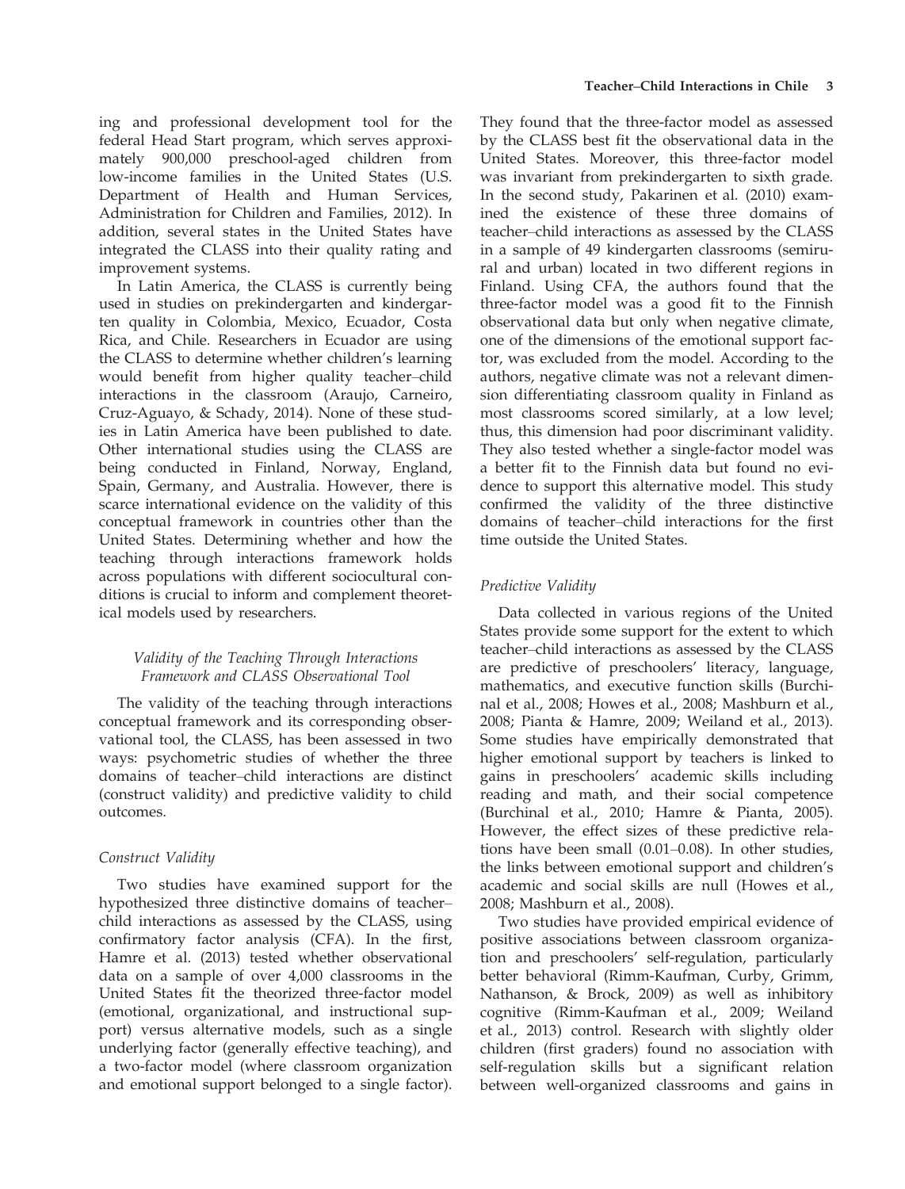ing and professional development tool for the federal Head Start program, which serves approximately 900,000 preschool-aged children from low-income families in the United States (U.S. Department of Health and Human Services, Administration for Children and Families, 2012). In addition, several states in the United States have integrated the CLASS into their quality rating and improvement systems.

In Latin America, the CLASS is currently being used in studies on prekindergarten and kindergarten quality in Colombia, Mexico, Ecuador, Costa Rica, and Chile. Researchers in Ecuador are using the CLASS to determine whether children's learning would benefit from higher quality teacher–child interactions in the classroom (Araujo, Carneiro, Cruz-Aguayo, & Schady, 2014). None of these studies in Latin America have been published to date. Other international studies using the CLASS are being conducted in Finland, Norway, England, Spain, Germany, and Australia. However, there is scarce international evidence on the validity of this conceptual framework in countries other than the United States. Determining whether and how the teaching through interactions framework holds across populations with different sociocultural conditions is crucial to inform and complement theoretical models used by researchers.

### *Validity of the Teaching Through Interactions Framework and CLASS Observational Tool*

The validity of the teaching through interactions conceptual framework and its corresponding observational tool, the CLASS, has been assessed in two ways: psychometric studies of whether the three domains of teacher–child interactions are distinct (construct validity) and predictive validity to child outcomes.

#### *Construct Validity*

Two studies have examined support for the hypothesized three distinctive domains of teacher–child interactions as assessed by the CLASS, using confirmatory factor analysis (CFA). In the first, Hamre et al. (2013) tested whether observational data on a sample of over 4,000 classrooms in the United States fit the theorized three-factor model (emotional, organizational, and instructional support) versus alternative models, such as a single underlying factor (generally effective teaching), and a two-factor model (where classroom organization and emotional support belonged to a single factor). They found that the three-factor model as assessed by the CLASS best fit the observational data in the United States. Moreover, this three-factor model was invariant from prekindergarten to sixth grade. In the second study, Pakarinen et al. (2010) examined the existence of these three domains of teacher–child interactions as assessed by the CLASS in a sample of 49 kindergarten classrooms (semirural and urban) located in two different regions in Finland. Using CFA, the authors found that the three-factor model was a good fit to the Finnish observational data but only when negative climate, one of the dimensions of the emotional support factor, was excluded from the model. According to the authors, negative climate was not a relevant dimension differentiating classroom quality in Finland as most classrooms scored similarly, at a low level; thus, this dimension had poor discriminant validity. They also tested whether a single-factor model was a better fit to the Finnish data but found no evidence to support this alternative model. This study confirmed the validity of the three distinctive domains of teacher–child interactions for the first time outside the United States.

#### *Predictive Validity*

Data collected in various regions of the United States provide some support for the extent to which teacher–child interactions as assessed by the CLASS are predictive of preschoolers' literacy, language, mathematics, and executive function skills (Burchinal et al., 2008; Howes et al., 2008; Mashburn et al., 2008; Pianta & Hamre, 2009; Weiland et al., 2013). Some studies have empirically demonstrated that higher emotional support by teachers is linked to gains in preschoolers' academic skills including reading and math, and their social competence (Burchinal et al., 2010; Hamre & Pianta, 2005). However, the effect sizes of these predictive relations have been small (0.01–0.08). In other studies, the links between emotional support and children's academic and social skills are null (Howes et al., 2008; Mashburn et al., 2008).

Two studies have provided empirical evidence of positive associations between classroom organization and preschoolers' self-regulation, particularly better behavioral (Rimm-Kaufman, Curby, Grimm, Nathanson, & Brock, 2009) as well as inhibitory cognitive (Rimm-Kaufman et al., 2009; Weiland et al., 2013) control. Research with slightly older children (first graders) found no association with self-regulation skills but a significant relation between well-organized classrooms and gains in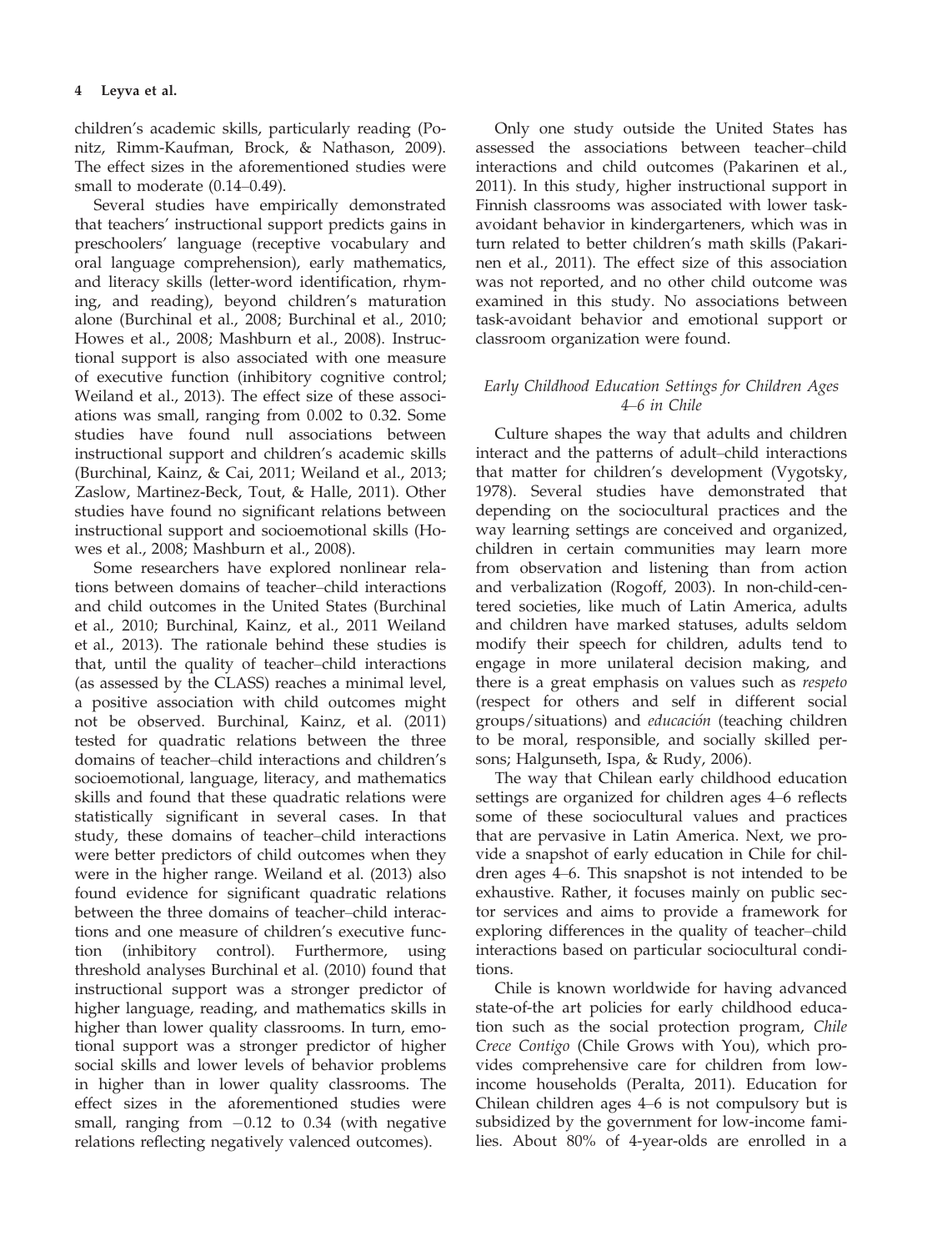children's academic skills, particularly reading (Ponitz, Rimm-Kaufman, Brock, & Nathason, 2009). The effect sizes in the aforementioned studies were small to moderate (0.14–0.49).

Several studies have empirically demonstrated that teachers' instructional support predicts gains in preschoolers' language (receptive vocabulary and oral language comprehension), early mathematics, and literacy skills (letter-word identification, rhyming, and reading), beyond children's maturation alone (Burchinal et al., 2008; Burchinal et al., 2010; Howes et al., 2008; Mashburn et al., 2008). Instructional support is also associated with one measure of executive function (inhibitory cognitive control; Weiland et al., 2013). The effect size of these associations was small, ranging from 0.002 to 0.32. Some studies have found null associations between instructional support and children's academic skills (Burchinal, Kainz, & Cai, 2011; Weiland et al., 2013; Zaslow, Martinez-Beck, Tout, & Halle, 2011). Other studies have found no significant relations between instructional support and socioemotional skills (Howes et al., 2008; Mashburn et al., 2008).

Some researchers have explored nonlinear relations between domains of teacher–child interactions and child outcomes in the United States (Burchinal et al., 2010; Burchinal, Kainz, et al., 2011 Weiland et al., 2013). The rationale behind these studies is that, until the quality of teacher–child interactions (as assessed by the CLASS) reaches a minimal level, a positive association with child outcomes might not be observed. Burchinal, Kainz, et al. (2011) tested for quadratic relations between the three domains of teacher–child interactions and children's socioemotional, language, literacy, and mathematics skills and found that these quadratic relations were statistically significant in several cases. In that study, these domains of teacher–child interactions were better predictors of child outcomes when they were in the higher range. Weiland et al. (2013) also found evidence for significant quadratic relations between the three domains of teacher–child interactions and one measure of children's executive function (inhibitory control). Furthermore, using threshold analyses Burchinal et al. (2010) found that instructional support was a stronger predictor of higher language, reading, and mathematics skills in higher than lower quality classrooms. In turn, emotional support was a stronger predictor of higher social skills and lower levels of behavior problems in higher than in lower quality classrooms. The effect sizes in the aforementioned studies were small, ranging from −0.12 to 0.34 (with negative relations reflecting negatively valenced outcomes).

Only one study outside the United States has assessed the associations between teacher–child interactions and child outcomes (Pakarinen et al., 2011). In this study, higher instructional support in Finnish classrooms was associated with lower task-avoidant behavior in kindergarteners, which was in turn related to better children's math skills (Pakarinen et al., 2011). The effect size of this association was not reported, and no other child outcome was examined in this study. No associations between task-avoidant behavior and emotional support or classroom organization were found.

### *Early Childhood Education Settings for Children Ages 4–6 in Chile*

Culture shapes the way that adults and children interact and the patterns of adult–child interactions that matter for children's development (Vygotsky, 1978). Several studies have demonstrated that depending on the sociocultural practices and the way learning settings are conceived and organized, children in certain communities may learn more from observation and listening than from action and verbalization (Rogoff, 2003). In non-child-centered societies, like much of Latin America, adults and children have marked statuses, adults seldom modify their speech for children, adults tend to engage in more unilateral decision making, and there is a great emphasis on values such as *respeto* (respect for others and self in different social groups/situations) and *educación* (teaching children to be moral, responsible, and socially skilled persons; Halgunseth, Ispa, & Rudy, 2006).

The way that Chilean early childhood education settings are organized for children ages 4–6 reflects some of these sociocultural values and practices that are pervasive in Latin America. Next, we provide a snapshot of early education in Chile for children ages 4–6. This snapshot is not intended to be exhaustive. Rather, it focuses mainly on public sector services and aims to provide a framework for exploring differences in the quality of teacher–child interactions based on particular sociocultural conditions.

Chile is known worldwide for having advanced state-of-the art policies for early childhood education such as the social protection program, *Chile Crece Contigo* (Chile Grows with You), which provides comprehensive care for children from low-income households (Peralta, 2011). Education for Chilean children ages 4–6 is not compulsory but is subsidized by the government for low-income families. About 80% of 4-year-olds are enrolled in a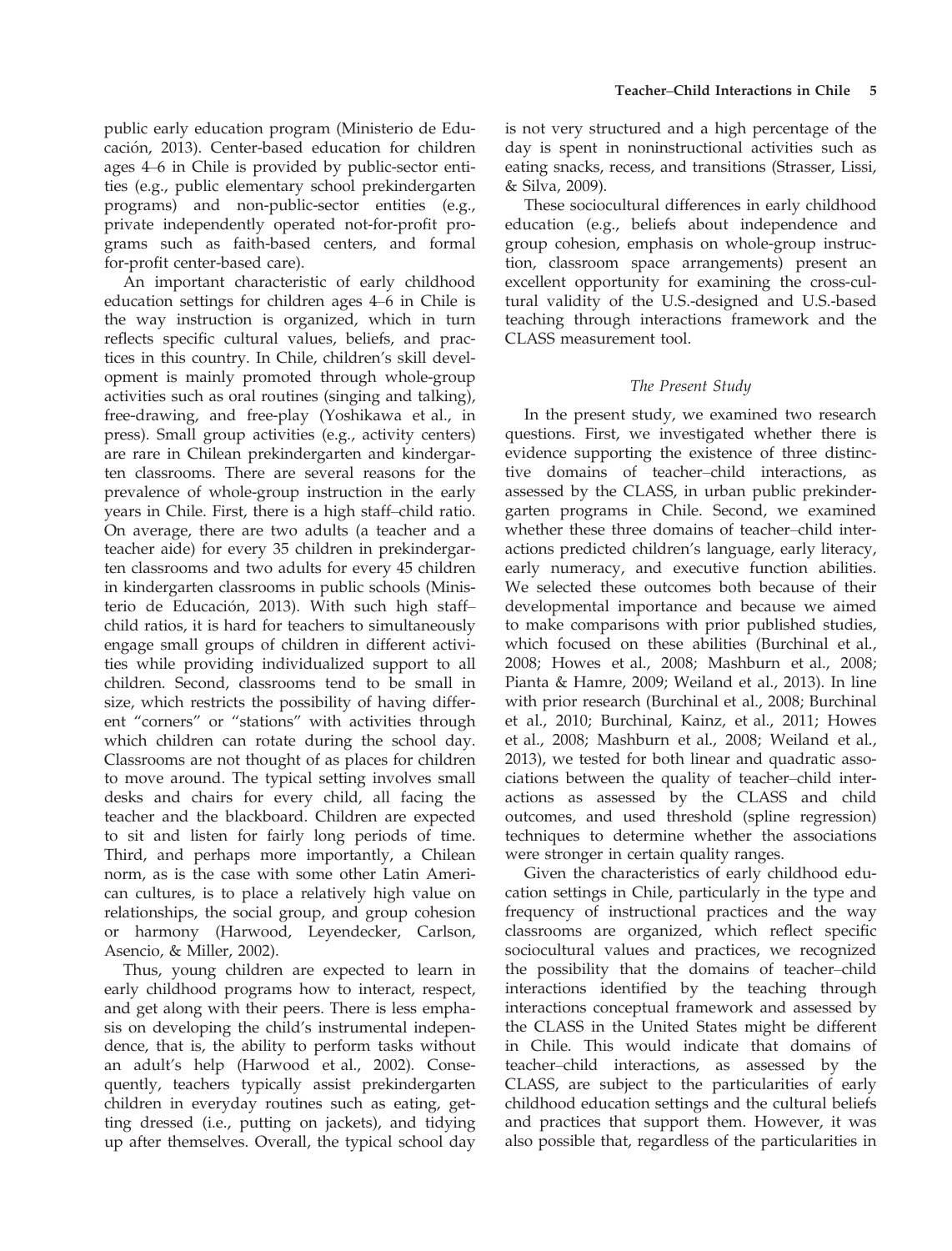public early education program (Ministerio de Educación, 2013). Center-based education for children ages 4–6 in Chile is provided by public-sector entities (e.g., public elementary school prekindergarten programs) and non-public-sector entities (e.g., private independently operated not-for-profit programs such as faith-based centers, and formal for-profit center-based care).

An important characteristic of early childhood education settings for children ages 4–6 in Chile is the way instruction is organized, which in turn reflects specific cultural values, beliefs, and practices in this country. In Chile, children's skill development is mainly promoted through whole-group activities such as oral routines (singing and talking), free-drawing, and free-play (Yoshikawa et al., in press). Small group activities (e.g., activity centers) are rare in Chilean prekindergarten and kindergarten classrooms. There are several reasons for the prevalence of whole-group instruction in the early years in Chile. First, there is a high staff–child ratio. On average, there are two adults (a teacher and a teacher aide) for every 35 children in prekindergarten classrooms and two adults for every 45 children in kindergarten classrooms in public schools (Ministerio de Educación, 2013). With such high staff–child ratios, it is hard for teachers to simultaneously engage small groups of children in different activities while providing individualized support to all children. Second, classrooms tend to be small in size, which restricts the possibility of having different "corners" or "stations" with activities through which children can rotate during the school day. Classrooms are not thought of as places for children to move around. The typical setting involves small desks and chairs for every child, all facing the teacher and the blackboard. Children are expected to sit and listen for fairly long periods of time. Third, and perhaps more importantly, a Chilean norm, as is the case with some other Latin American cultures, is to place a relatively high value on relationships, the social group, and group cohesion or harmony (Harwood, Leyendecker, Carlson, Asencio, & Miller, 2002).

Thus, young children are expected to learn in early childhood programs how to interact, respect, and get along with their peers. There is less emphasis on developing the child's instrumental independence, that is, the ability to perform tasks without an adult's help (Harwood et al., 2002). Consequently, teachers typically assist prekindergarten children in everyday routines such as eating, getting dressed (i.e., putting on jackets), and tidying up after themselves. Overall, the typical school day is not very structured and a high percentage of the day is spent in noninstructional activities such as eating snacks, recess, and transitions (Strasser, Lissi, & Silva, 2009).

These sociocultural differences in early childhood education (e.g., beliefs about independence and group cohesion, emphasis on whole-group instruction, classroom space arrangements) present an excellent opportunity for examining the cross-cultural validity of the U.S.-designed and U.S.-based teaching through interactions framework and the CLASS measurement tool.

## *The Present Study*

In the present study, we examined two research questions. First, we investigated whether there is evidence supporting the existence of three distinctive domains of teacher–child interactions, as assessed by the CLASS, in urban public prekindergarten programs in Chile. Second, we examined whether these three domains of teacher–child interactions predicted children's language, early literacy, early numeracy, and executive function abilities. We selected these outcomes both because of their developmental importance and because we aimed to make comparisons with prior published studies, which focused on these abilities (Burchinal et al., 2008; Howes et al., 2008; Mashburn et al., 2008; Pianta & Hamre, 2009; Weiland et al., 2013). In line with prior research (Burchinal et al., 2008; Burchinal et al., 2010; Burchinal, Kainz, et al., 2011; Howes et al., 2008; Mashburn et al., 2008; Weiland et al., 2013), we tested for both linear and quadratic associations between the quality of teacher–child interactions as assessed by the CLASS and child outcomes, and used threshold (spline regression) techniques to determine whether the associations were stronger in certain quality ranges.

Given the characteristics of early childhood education settings in Chile, particularly in the type and frequency of instructional practices and the way classrooms are organized, which reflect specific sociocultural values and practices, we recognized the possibility that the domains of teacher–child interactions identified by the teaching through interactions conceptual framework and assessed by the CLASS in the United States might be different in Chile. This would indicate that domains of teacher–child interactions, as assessed by the CLASS, are subject to the particularities of early childhood education settings and the cultural beliefs and practices that support them. However, it was also possible that, regardless of the particularities in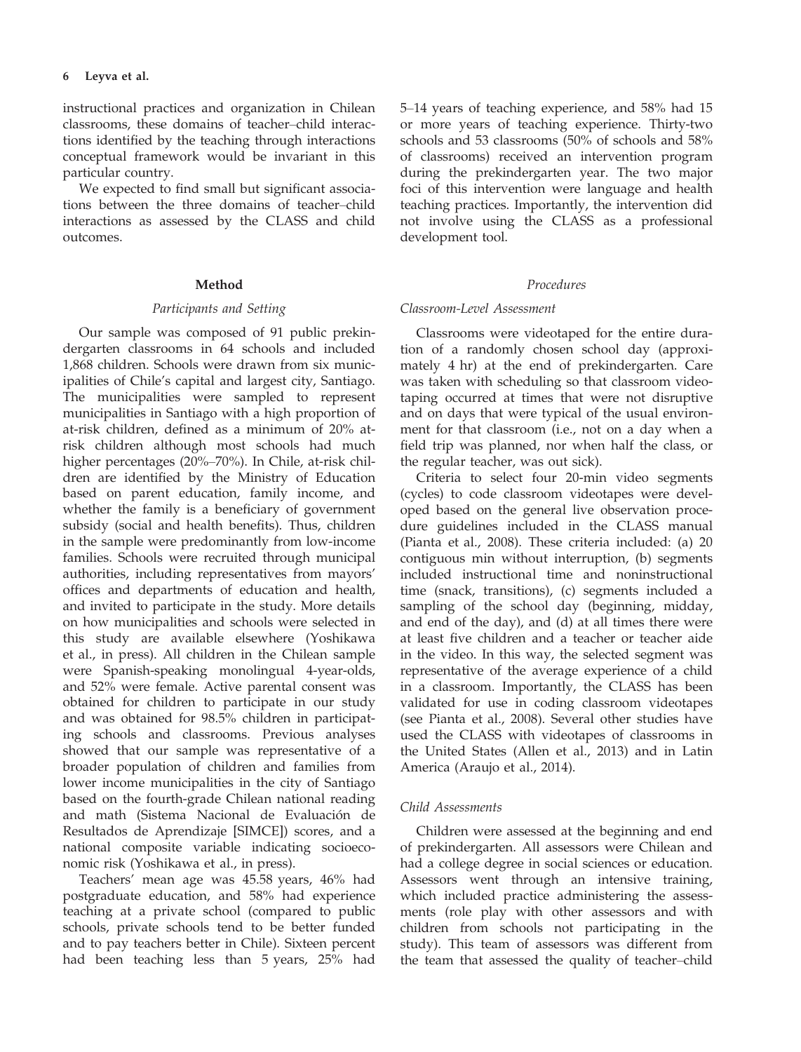instructional practices and organization in Chilean classrooms, these domains of teacher–child interactions identified by the teaching through interactions conceptual framework would be invariant in this particular country.

We expected to find small but significant associations between the three domains of teacher–child interactions as assessed by the CLASS and child outcomes.

## Method

### *Participants and Setting*

Our sample was composed of 91 public prekindergarten classrooms in 64 schools and included 1,868 children. Schools were drawn from six municipalities of Chile's capital and largest city, Santiago. The municipalities were sampled to represent municipalities in Santiago with a high proportion of at-risk children, defined as a minimum of 20% at-risk children although most schools had much higher percentages (20%–70%). In Chile, at-risk children are identified by the Ministry of Education based on parent education, family income, and whether the family is a beneficiary of government subsidy (social and health benefits). Thus, children in the sample were predominantly from low-income families. Schools were recruited through municipal authorities, including representatives from mayors' offices and departments of education and health, and invited to participate in the study. More details on how municipalities and schools were selected in this study are available elsewhere (Yoshikawa et al., in press). All children in the Chilean sample were Spanish-speaking monolingual 4-year-olds, and 52% were female. Active parental consent was obtained for children to participate in our study and was obtained for 98.5% children in participating schools and classrooms. Previous analyses showed that our sample was representative of a broader population of children and families from lower income municipalities in the city of Santiago based on the fourth-grade Chilean national reading and math (Sistema Nacional de Evaluación de Resultados de Aprendizaje [SIMCE]) scores, and a national composite variable indicating socioeconomic risk (Yoshikawa et al., in press).

Teachers' mean age was 45.58 years, 46% had postgraduate education, and 58% had experience teaching at a private school (compared to public schools, private schools tend to be better funded and to pay teachers better in Chile). Sixteen percent had been teaching less than 5 years, 25% had 5–14 years of teaching experience, and 58% had 15 or more years of teaching experience. Thirty-two schools and 53 classrooms (50% of schools and 58% of classrooms) received an intervention program during the prekindergarten year. The two major foci of this intervention were language and health teaching practices. Importantly, the intervention did not involve using the CLASS as a professional development tool.

### *Procedures*

#### *Classroom-Level Assessment*

Classrooms were videotaped for the entire duration of a randomly chosen school day (approximately 4 hr) at the end of prekindergarten. Care was taken with scheduling so that classroom videotaping occurred at times that were not disruptive and on days that were typical of the usual environment for that classroom (i.e., not on a day when a field trip was planned, nor when half the class, or the regular teacher, was out sick).

Criteria to select four 20-min video segments (cycles) to code classroom videotapes were developed based on the general live observation procedure guidelines included in the CLASS manual (Pianta et al., 2008). These criteria included: (a) 20 contiguous min without interruption, (b) segments included instructional time and noninstructional time (snack, transitions), (c) segments included a sampling of the school day (beginning, midday, and end of the day), and (d) at all times there were at least five children and a teacher or teacher aide in the video. In this way, the selected segment was representative of the average experience of a child in a classroom. Importantly, the CLASS has been validated for use in coding classroom videotapes (see Pianta et al., 2008). Several other studies have used the CLASS with videotapes of classrooms in the United States (Allen et al., 2013) and in Latin America (Araujo et al., 2014).

#### *Child Assessments*

Children were assessed at the beginning and end of prekindergarten. All assessors were Chilean and had a college degree in social sciences or education. Assessors went through an intensive training, which included practice administering the assessments (role play with other assessors and with children from schools not participating in the study). This team of assessors was different from the team that assessed the quality of teacher–child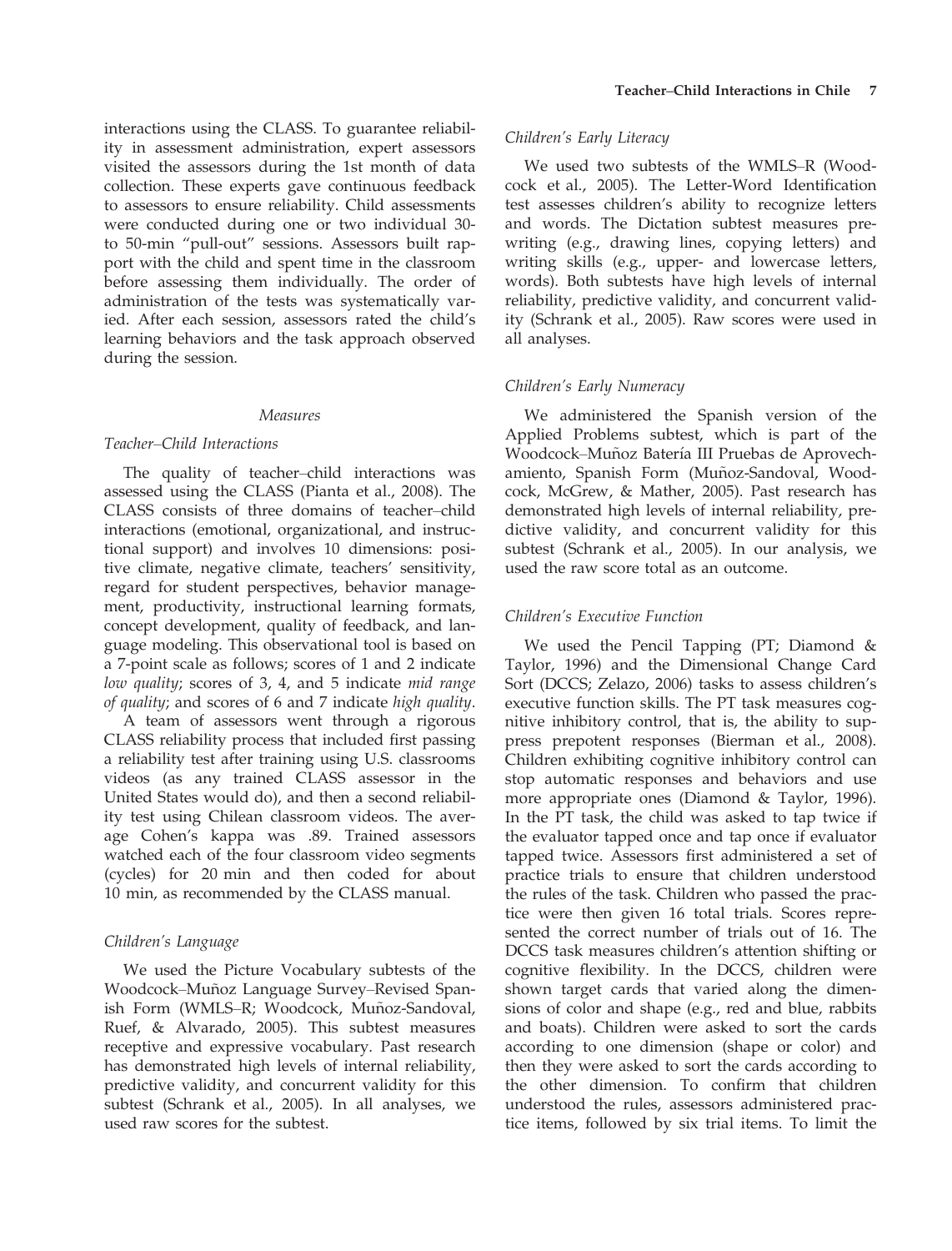interactions using the CLASS. To guarantee reliability in assessment administration, expert assessors visited the assessors during the 1st month of data collection. These experts gave continuous feedback to assessors to ensure reliability. Child assessments were conducted during one or two individual 30- to 50-min "pull-out" sessions. Assessors built rapport with the child and spent time in the classroom before assessing them individually. The order of administration of the tests was systematically varied. After each session, assessors rated the child's learning behaviors and the task approach observed during the session.

### *Measures*

#### *Teacher–Child Interactions*

The quality of teacher–child interactions was assessed using the CLASS (Pianta et al., 2008). The CLASS consists of three domains of teacher–child interactions (emotional, organizational, and instructional support) and involves 10 dimensions: positive climate, negative climate, teachers' sensitivity, regard for student perspectives, behavior management, productivity, instructional learning formats, concept development, quality of feedback, and language modeling. This observational tool is based on a 7-point scale as follows; scores of 1 and 2 indicate *low quality*; scores of 3, 4, and 5 indicate *mid range of quality*; and scores of 6 and 7 indicate *high quality*.

A team of assessors went through a rigorous CLASS reliability process that included first passing a reliability test after training using U.S. classrooms videos (as any trained CLASS assessor in the United States would do), and then a second reliability test using Chilean classroom videos. The average Cohen's kappa was .89. Trained assessors watched each of the four classroom video segments (cycles) for 20 min and then coded for about 10 min, as recommended by the CLASS manual.

#### *Children's Language*

We used the Picture Vocabulary subtests of the Woodcock–Muñoz Language Survey–Revised Spanish Form (WMLS–R; Woodcock, Muñoz-Sandoval, Ruef, & Alvarado, 2005). This subtest measures receptive and expressive vocabulary. Past research has demonstrated high levels of internal reliability, predictive validity, and concurrent validity for this subtest (Schrank et al., 2005). In all analyses, we used raw scores for the subtest.

#### *Children's Early Literacy*

We used two subtests of the WMLS–R (Woodcock et al., 2005). The Letter-Word Identification test assesses children's ability to recognize letters and words. The Dictation subtest measures prewriting (e.g., drawing lines, copying letters) and writing skills (e.g., upper- and lowercase letters, words). Both subtests have high levels of internal reliability, predictive validity, and concurrent validity (Schrank et al., 2005). Raw scores were used in all analyses.

#### *Children's Early Numeracy*

We administered the Spanish version of the Applied Problems subtest, which is part of the Woodcock–Muñoz Batería III Pruebas de Aprovechamiento, Spanish Form (Muñoz-Sandoval, Woodcock, McGrew, & Mather, 2005). Past research has demonstrated high levels of internal reliability, predictive validity, and concurrent validity for this subtest (Schrank et al., 2005). In our analysis, we used the raw score total as an outcome.

#### *Children's Executive Function*

We used the Pencil Tapping (PT; Diamond & Taylor, 1996) and the Dimensional Change Card Sort (DCCS; Zelazo, 2006) tasks to assess children's executive function skills. The PT task measures cognitive inhibitory control, that is, the ability to suppress prepotent responses (Bierman et al., 2008). Children exhibiting cognitive inhibitory control can stop automatic responses and behaviors and use more appropriate ones (Diamond & Taylor, 1996). In the PT task, the child was asked to tap twice if the evaluator tapped once and tap once if evaluator tapped twice. Assessors first administered a set of practice trials to ensure that children understood the rules of the task. Children who passed the practice were then given 16 total trials. Scores represented the correct number of trials out of 16. The DCCS task measures children's attention shifting or cognitive flexibility. In the DCCS, children were shown target cards that varied along the dimensions of color and shape (e.g., red and blue, rabbits and boats). Children were asked to sort the cards according to one dimension (shape or color) and then they were asked to sort the cards according to the other dimension. To confirm that children understood the rules, assessors administered practice items, followed by six trial items. To limit the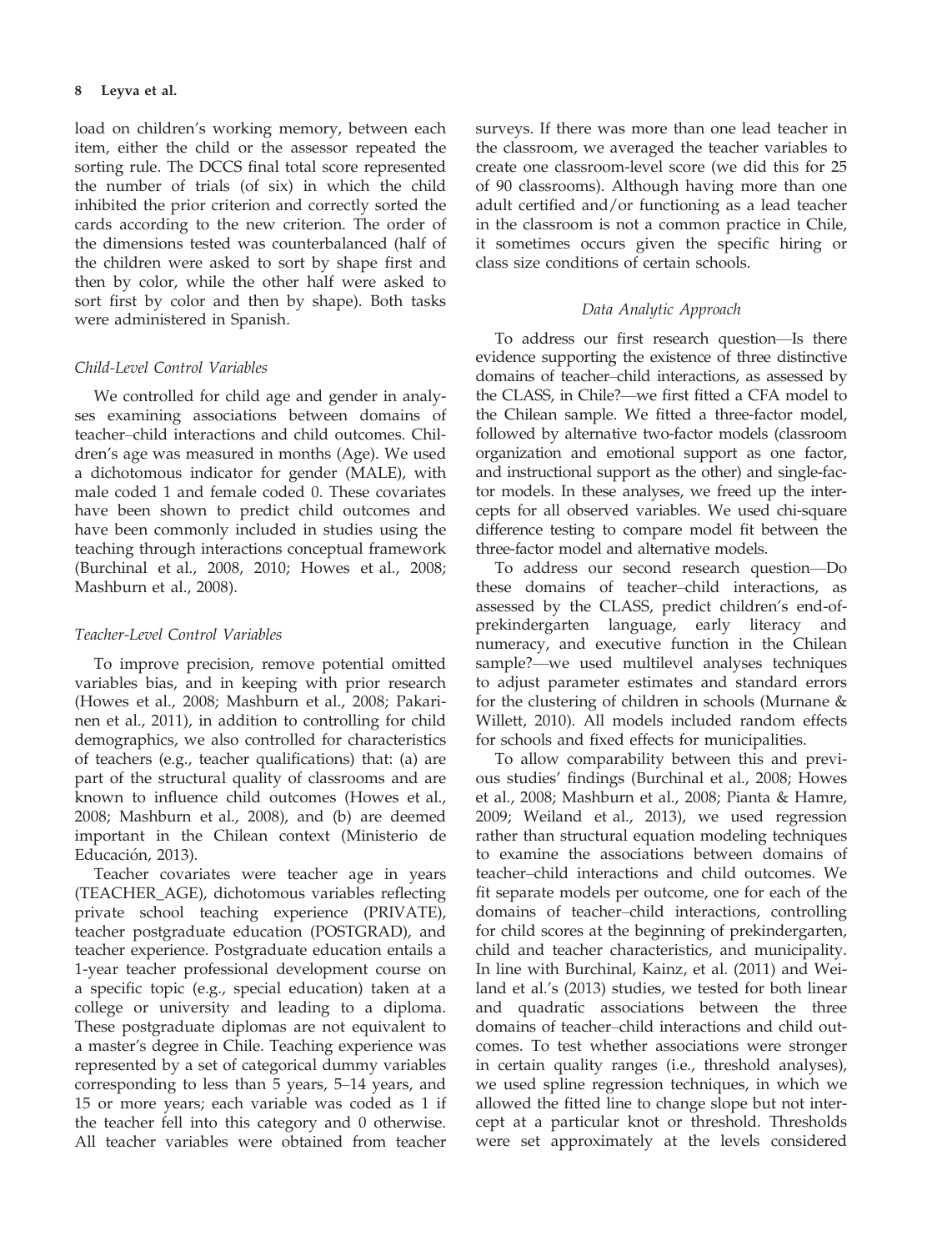load on children's working memory, between each item, either the child or the assessor repeated the sorting rule. The DCCS final total score represented the number of trials (of six) in which the child inhibited the prior criterion and correctly sorted the cards according to the new criterion. The order of the dimensions tested was counterbalanced (half of the children were asked to sort by shape first and then by color, while the other half were asked to sort first by color and then by shape). Both tasks were administered in Spanish.

### *Child-Level Control Variables*

We controlled for child age and gender in analyses examining associations between domains of teacher–child interactions and child outcomes. Children's age was measured in months (Age). We used a dichotomous indicator for gender (MALE), with male coded 1 and female coded 0. These covariates have been shown to predict child outcomes and have been commonly included in studies using the teaching through interactions conceptual framework (Burchinal et al., 2008, 2010; Howes et al., 2008; Mashburn et al., 2008).

### *Teacher-Level Control Variables*

To improve precision, remove potential omitted variables bias, and in keeping with prior research (Howes et al., 2008; Mashburn et al., 2008; Pakarinen et al., 2011), in addition to controlling for child demographics, we also controlled for characteristics of teachers (e.g., teacher qualifications) that: (a) are part of the structural quality of classrooms and are known to influence child outcomes (Howes et al., 2008; Mashburn et al., 2008), and (b) are deemed important in the Chilean context (Ministerio de Educación, 2013).

Teacher covariates were teacher age in years (TEACHER_AGE), dichotomous variables reflecting private school teaching experience (PRIVATE), teacher postgraduate education (POSTGRAD), and teacher experience. Postgraduate education entails a 1-year teacher professional development course on a specific topic (e.g., special education) taken at a college or university and leading to a diploma. These postgraduate diplomas are not equivalent to a master's degree in Chile. Teaching experience was represented by a set of categorical dummy variables corresponding to less than 5 years, 5–14 years, and 15 or more years; each variable was coded as 1 if the teacher fell into this category and 0 otherwise. All teacher variables were obtained from teacher surveys. If there was more than one lead teacher in the classroom, we averaged the teacher variables to create one classroom-level score (we did this for 25 of 90 classrooms). Although having more than one adult certified and/or functioning as a lead teacher in the classroom is not a common practice in Chile, it sometimes occurs given the specific hiring or class size conditions of certain schools.

### *Data Analytic Approach*

To address our first research question—Is there evidence supporting the existence of three distinctive domains of teacher–child interactions, as assessed by the CLASS, in Chile?—we first fitted a CFA model to the Chilean sample. We fitted a three-factor model, followed by alternative two-factor models (classroom organization and emotional support as one factor, and instructional support as the other) and single-factor models. In these analyses, we freed up the intercepts for all observed variables. We used chi-square difference testing to compare model fit between the three-factor model and alternative models.

To address our second research question—Do these domains of teacher–child interactions, as assessed by the CLASS, predict children's end-of-prekindergarten language, early literacy and numeracy, and executive function in the Chilean sample?—we used multilevel analyses techniques to adjust parameter estimates and standard errors for the clustering of children in schools (Murnane & Willett, 2010). All models included random effects for schools and fixed effects for municipalities.

To allow comparability between this and previous studies' findings (Burchinal et al., 2008; Howes et al., 2008; Mashburn et al., 2008; Pianta & Hamre, 2009; Weiland et al., 2013), we used regression rather than structural equation modeling techniques to examine the associations between domains of teacher–child interactions and child outcomes. We fit separate models per outcome, one for each of the domains of teacher–child interactions, controlling for child scores at the beginning of prekindergarten, child and teacher characteristics, and municipality. In line with Burchinal, Kainz, et al. (2011) and Weiland et al.'s (2013) studies, we tested for both linear and quadratic associations between the three domains of teacher–child interactions and child outcomes. To test whether associations were stronger in certain quality ranges (i.e., threshold analyses), we used spline regression techniques, in which we allowed the fitted line to change slope but not intercept at a particular knot or threshold. Thresholds were set approximately at the levels considered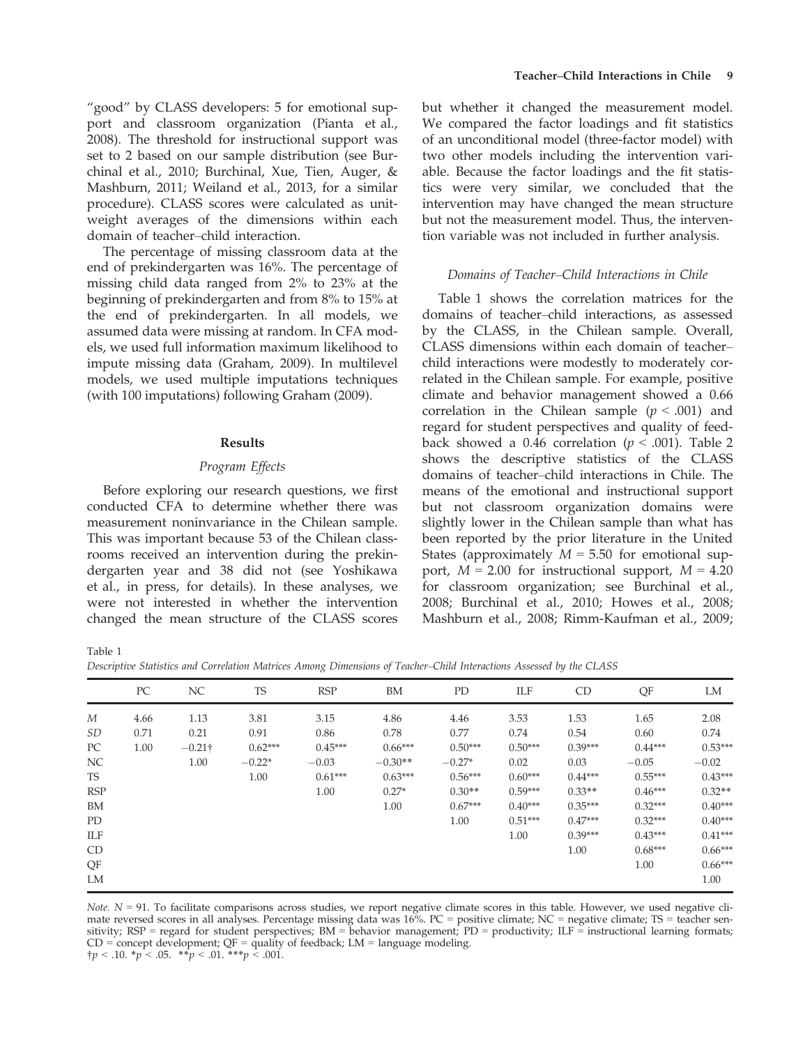"good" by CLASS developers: 5 for emotional support and classroom organization (Pianta et al., 2008). The threshold for instructional support was set to 2 based on our sample distribution (see Burchinal et al., 2010; Burchinal, Xue, Tien, Auger, & Mashburn, 2011; Weiland et al., 2013, for a similar procedure). CLASS scores were calculated as unit-weight averages of the dimensions within each domain of teacher–child interaction.

The percentage of missing classroom data at the end of prekindergarten was 16%. The percentage of missing child data ranged from 2% to 23% at the beginning of prekindergarten and from 8% to 15% at the end of prekindergarten. In all models, we assumed data were missing at random. In CFA models, we used full information maximum likelihood to impute missing data (Graham, 2009). In multilevel models, we used multiple imputations techniques (with 100 imputations) following Graham (2009).

## Results

### *Program Effects*

Before exploring our research questions, we first conducted CFA to determine whether there was measurement noninvariance in the Chilean sample. This was important because 53 of the Chilean classrooms received an intervention during the prekindergarten year and 38 did not (see Yoshikawa et al., in press, for details). In these analyses, we were not interested in whether the intervention changed the mean structure of the CLASS scores but whether it changed the measurement model. We compared the factor loadings and fit statistics of an unconditional model (three-factor model) with two other models including the intervention variable. Because the factor loadings and the fit statistics were very similar, we concluded that the intervention may have changed the mean structure but not the measurement model. Thus, the intervention variable was not included in further analysis.

### *Domains of Teacher–Child Interactions in Chile*

Table 1 shows the correlation matrices for the domains of teacher–child interactions, as assessed by the CLASS, in the Chilean sample. Overall, CLASS dimensions within each domain of teacher–child interactions were modestly to moderately correlated in the Chilean sample. For example, positive climate and behavior management showed a 0.66 correlation in the Chilean sample ($p < .001$) and regard for student perspectives and quality of feedback showed a 0.46 correlation ($p < .001$). Table 2 shows the descriptive statistics of the CLASS domains of teacher–child interactions in Chile. The means of the emotional and instructional support but not classroom organization domains were slightly lower in the Chilean sample than what has been reported by the prior literature in the United States (approximately $M = 5.50$ for emotional support, $M = 2.00$ for instructional support, $M = 4.20$ for classroom organization; see Burchinal et al., 2008; Burchinal et al., 2010; Howes et al., 2008; Mashburn et al., 2008; Rimm-Kaufman et al., 2009;

Table 1
*Descriptive Statistics and Correlation Matrices Among Dimensions of Teacher–Child Interactions Assessed by the CLASS*

| | PC | NC | TS | RSP | BM | PD | ILF | CD | QF | LM |
|---|---|---|---|---|---|---|---|---|---|---|
| *M* | 4.66 | 1.13 | 3.81 | 3.15 | 4.86 | 4.46 | 3.53 | 1.53 | 1.65 | 2.08 |
| *SD* | 0.71 | 0.21 | 0.91 | 0.86 | 0.78 | 0.77 | 0.74 | 0.54 | 0.60 | 0.74 |
| PC | 1.00 | −0.21† | 0.62*** | 0.45*** | 0.66*** | 0.50*** | 0.50*** | 0.39*** | 0.44*** | 0.53*** |
| NC | | 1.00 | −0.22* | −0.03 | −0.30** | −0.27* | 0.02 | 0.03 | −0.05 | −0.02 |
| TS | | | 1.00 | 0.61*** | 0.63*** | 0.56*** | 0.60*** | 0.44*** | 0.55*** | 0.43*** |
| RSP | | | | 1.00 | 0.27* | 0.30** | 0.59*** | 0.33** | 0.46*** | 0.32** |
| BM | | | | | 1.00 | 0.67*** | 0.40*** | 0.35*** | 0.32*** | 0.40*** |
| PD | | | | | | 1.00 | 0.51*** | 0.47*** | 0.32*** | 0.40*** |
| ILF | | | | | | | 1.00 | 0.39*** | 0.43*** | 0.41*** |
| CD | | | | | | | | 1.00 | 0.68*** | 0.66*** |
| QF | | | | | | | | | 1.00 | 0.66*** |
| LM | | | | | | | | | | 1.00 |

*Note.* $N = 91$. To facilitate comparisons across studies, we report negative climate scores in this table. However, we used negative climate reversed scores in all analyses. Percentage missing data was 16%. PC = positive climate; NC = negative climate; TS = teacher sensitivity; RSP = regard for student perspectives; BM = behavior management; PD = productivity; ILF = instructional learning formats; CD = concept development; QF = quality of feedback; LM = language modeling.
†$p < .10$. *$p < .05$. **$p < .01$. ***$p < .001$.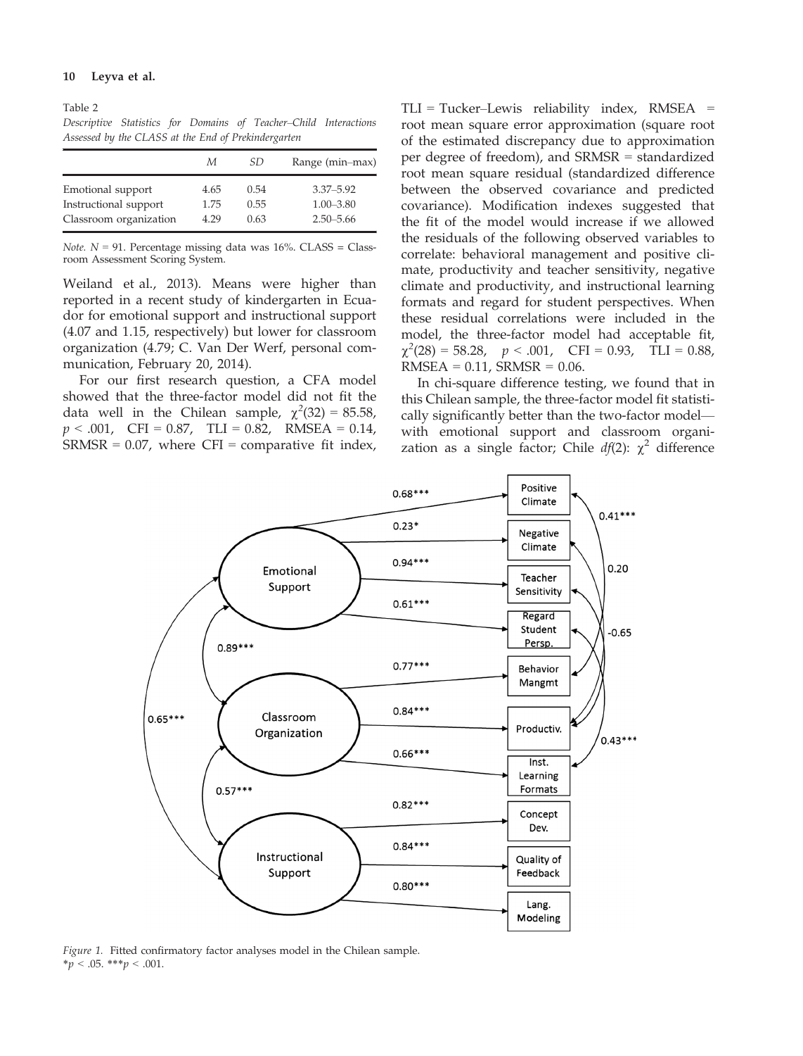Table 2
*Descriptive Statistics for Domains of Teacher–Child Interactions Assessed by the CLASS at the End of Prekindergarten*

| | *M* | *SD* | Range (min–max) |
|---|---|---|---|
| Emotional support | 4.65 | 0.54 | 3.37–5.92 |
| Instructional support | 1.75 | 0.55 | 1.00–3.80 |
| Classroom organization | 4.29 | 0.63 | 2.50–5.66 |

*Note.* $N = 91$. Percentage missing data was 16%. CLASS = Classroom Assessment Scoring System.

Weiland et al., 2013). Means were higher than reported in a recent study of kindergarten in Ecuador for emotional support and instructional support (4.07 and 1.15, respectively) but lower for classroom organization (4.79; C. Van Der Werf, personal communication, February 20, 2014).

For our first research question, a CFA model showed that the three-factor model did not fit the data well in the Chilean sample, $\chi^2(32) = 85.58$, $p < .001$, CFI = 0.87, TLI = 0.82, RMSEA = 0.14, SRMSR = 0.07, where CFI = comparative fit index, TLI = Tucker–Lewis reliability index, RMSEA = root mean square error approximation (square root of the estimated discrepancy due to approximation per degree of freedom), and SRMSR = standardized root mean square residual (standardized difference between the observed covariance and predicted covariance). Modification indexes suggested that the fit of the model would increase if we allowed the residuals of the following observed variables to correlate: behavioral management and positive climate, productivity and teacher sensitivity, negative climate and productivity, and instructional learning formats and regard for student perspectives. When these residual correlations were included in the model, the three-factor model had acceptable fit, $\chi^2(28) = 58.28$, $p < .001$, CFI = 0.93, TLI = 0.88, RMSEA = 0.11, SRMSR = 0.06.

In chi-square difference testing, we found that in this Chilean sample, the three-factor model fit statistically significantly better than the two-factor model—with emotional support and classroom organization as a single factor; Chile *df*(2): $\chi^2$ difference

Figure 1. Fitted confirmatory factor analyses model in the Chilean sample.
$^*p < .05$. $^{***}p < .001$.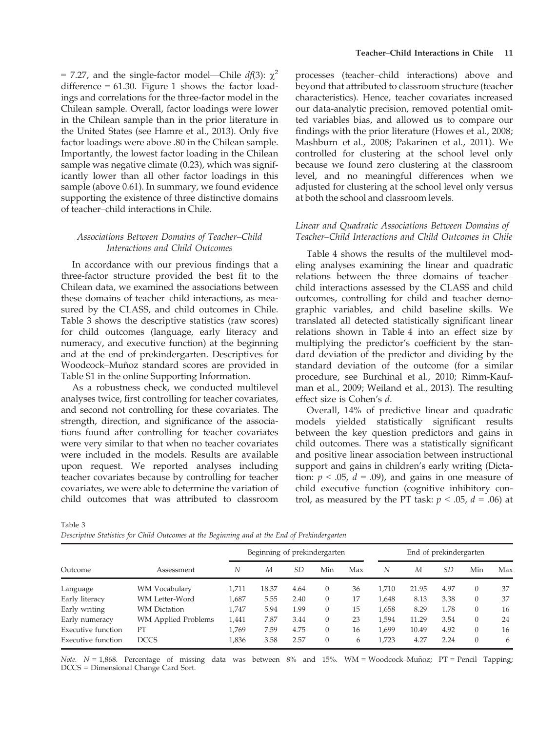= 7.27, and the single-factor model—Chile $df(3)$: $\chi^2$ difference = 61.30. Figure 1 shows the factor loadings and correlations for the three-factor model in the Chilean sample. Overall, factor loadings were lower in the Chilean sample than in the prior literature in the United States (see Hamre et al., 2013). Only five factor loadings were above .80 in the Chilean sample. Importantly, the lowest factor loading in the Chilean sample was negative climate (0.23), which was significantly lower than all other factor loadings in this sample (above 0.61). In summary, we found evidence supporting the existence of three distinctive domains of teacher–child interactions in Chile.

### *Associations Between Domains of Teacher–Child Interactions and Child Outcomes*

In accordance with our previous findings that a three-factor structure provided the best fit to the Chilean data, we examined the associations between these domains of teacher–child interactions, as measured by the CLASS, and child outcomes in Chile. Table 3 shows the descriptive statistics (raw scores) for child outcomes (language, early literacy and numeracy, and executive function) at the beginning and at the end of prekindergarten. Descriptives for Woodcock–Muñoz standard scores are provided in Table S1 in the online Supporting Information.

As a robustness check, we conducted multilevel analyses twice, first controlling for teacher covariates, and second not controlling for these covariates. The strength, direction, and significance of the associations found after controlling for teacher covariates were very similar to that when no teacher covariates were included in the models. Results are available upon request. We reported analyses including teacher covariates because by controlling for teacher covariates, we were able to determine the variation of child outcomes that was attributed to classroom processes (teacher–child interactions) above and beyond that attributed to classroom structure (teacher characteristics). Hence, teacher covariates increased our data-analytic precision, removed potential omitted variables bias, and allowed us to compare our findings with the prior literature (Howes et al., 2008; Mashburn et al., 2008; Pakarinen et al., 2011). We controlled for clustering at the school level only because we found zero clustering at the classroom level, and no meaningful differences when we adjusted for clustering at the school level only versus at both the school and classroom levels.

### *Linear and Quadratic Associations Between Domains of Teacher–Child Interactions and Child Outcomes in Chile*

Table 4 shows the results of the multilevel modeling analyses examining the linear and quadratic relations between the three domains of teacher–child interactions assessed by the CLASS and child outcomes, controlling for child and teacher demographic variables, and child baseline skills. We translated all detected statistically significant linear relations shown in Table 4 into an effect size by multiplying the predictor's coefficient by the standard deviation of the predictor and dividing by the standard deviation of the outcome (for a similar procedure, see Burchinal et al., 2010; Rimm-Kaufman et al., 2009; Weiland et al., 2013). The resulting effect size is Cohen's *d*.

Overall, 14% of predictive linear and quadratic models yielded statistically significant results between the key question predictors and gains in child outcomes. There was a statistically significant and positive linear association between instructional support and gains in children's early writing (Dictation: $p < .05$, $d = .09$), and gains in one measure of child executive function (cognitive inhibitory control, as measured by the PT task: $p < .05$, $d = .06$) at

Table 3
*Descriptive Statistics for Child Outcomes at the Beginning and at the End of Prekindergarten*

| Outcome | Assessment | Beginning of prekindergarten | | | | | End of prekindergarten | | | | |
|---|---|---|---|---|---|---|---|---|---|---|---|
| | | *N* | *M* | *SD* | Min | Max | *N* | *M* | *SD* | Min | Max |
| Language | WM Vocabulary | 1,711 | 18.37 | 4.64 | 0 | 36 | 1,710 | 21.95 | 4.97 | 0 | 37 |
| Early literacy | WM Letter-Word | 1,687 | 5.55 | 2.40 | 0 | 17 | 1,648 | 8.13 | 3.38 | 0 | 37 |
| Early writing | WM Dictation | 1,747 | 5.94 | 1.99 | 0 | 15 | 1,658 | 8.29 | 1.78 | 0 | 16 |
| Early numeracy | WM Applied Problems | 1,441 | 7.87 | 3.44 | 0 | 23 | 1,594 | 11.29 | 3.54 | 0 | 24 |
| Executive function | PT | 1,769 | 7.59 | 4.75 | 0 | 16 | 1,699 | 10.49 | 4.92 | 0 | 16 |
| Executive function | DCCS | 1,836 | 3.58 | 2.57 | 0 | 6 | 1,723 | 4.27 | 2.24 | 0 | 6 |

*Note.* *N* = 1,868. Percentage of missing data was between 8% and 15%. WM = Woodcock–Muñoz; PT = Pencil Tapping; DCCS = Dimensional Change Card Sort.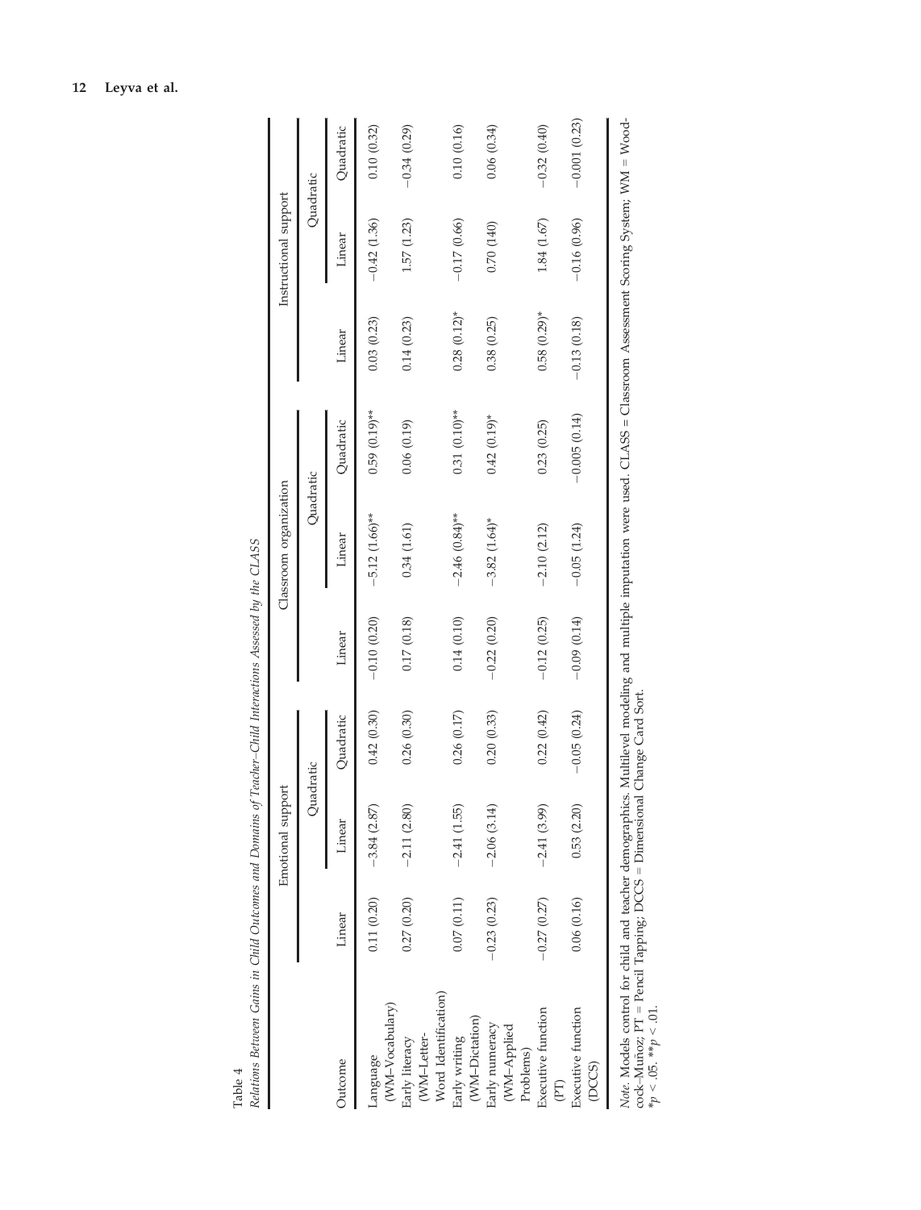Table 4

*Relations Between Gains in Child Outcomes and Domains of Teacher–Child Interactions Assessed by the CLASS*

| Outcome | Emotional support | | | Classroom organization | | | Instructional support | | |
|---|---|---|---|---|---|---|---|---|---|
| | | Quadratic | | | Quadratic | | | Quadratic | |
| | Linear | Linear | Quadratic | Linear | Linear | Quadratic | Linear | Linear | Quadratic |
| Language (WM–Vocabulary) | 0.11 (0.20) | −3.84 (2.87) | 0.42 (0.30) | −0.10 (0.20) | −5.12 (1.66)** | 0.59 (0.19)** | 0.03 (0.23) | −0.42 (1.36) | 0.10 (0.32) |
| Early literacy (WM–Letter-Word Identification) | 0.27 (0.20) | −2.11 (2.80) | 0.26 (0.30) | 0.17 (0.18) | 0.34 (1.61) | 0.06 (0.19) | 0.14 (0.23) | 1.57 (1.23) | −0.34 (0.29) |
| Early writing (WM–Dictation) | 0.07 (0.11) | −2.41 (1.55) | 0.26 (0.17) | 0.14 (0.10) | −2.46 (0.84)** | 0.31 (0.10)** | 0.28 (0.12)* | −0.17 (0.66) | 0.10 (0.16) |
| Early numeracy (WM–Applied Problems) | −0.23 (0.23) | −2.06 (3.14) | 0.20 (0.33) | −0.22 (0.20) | −3.82 (1.64)* | 0.42 (0.19)* | 0.38 (0.25) | 0.70 (140) | 0.06 (0.34) |
| Executive function (PT) | −0.27 (0.27) | −2.41 (3.99) | 0.22 (0.42) | −0.12 (0.25) | −2.10 (2.12) | 0.23 (0.25) | 0.58 (0.29)* | 1.84 (1.67) | −0.32 (0.40) |
| Executive function (DCCS) | 0.06 (0.16) | 0.53 (2.20) | −0.05 (0.24) | −0.09 (0.14) | −0.05 (1.24) | −0.005 (0.14) | −0.13 (0.18) | −0.16 (0.96) | −0.001 (0.23) |

*Note*. Models control for child and teacher demographics. Multilevel modeling and multiple imputation were used. CLASS = Classroom Assessment Scoring System; WM = Woodcock–Muñoz; PT = Pencil Tapping; DCCS = Dimensional Change Card Sort.
*$p < .05$. **$p < .01$.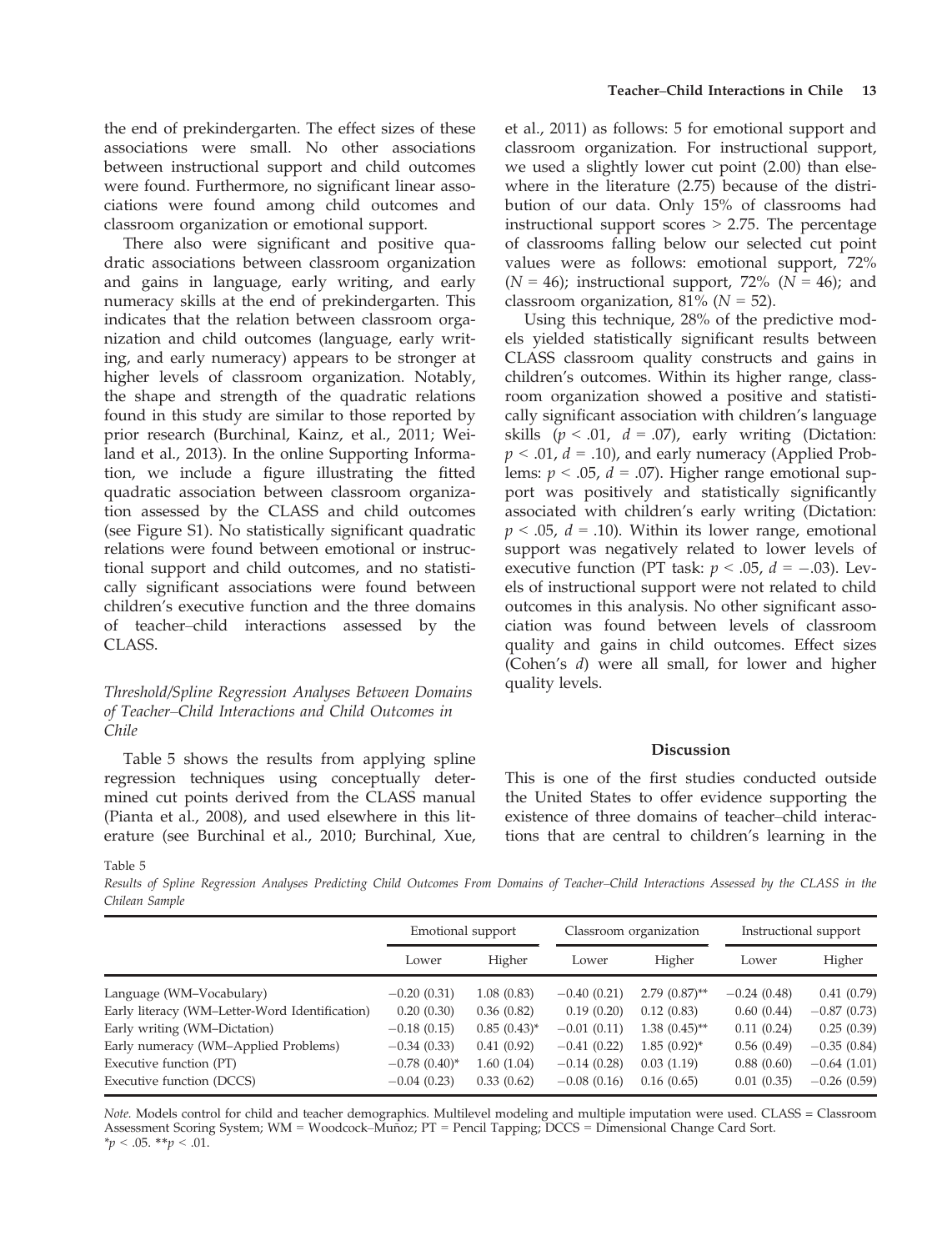the end of prekindergarten. The effect sizes of these associations were small. No other associations between instructional support and child outcomes were found. Furthermore, no significant linear associations were found among child outcomes and classroom organization or emotional support.

There also were significant and positive quadratic associations between classroom organization and gains in language, early writing, and early numeracy skills at the end of prekindergarten. This indicates that the relation between classroom organization and child outcomes (language, early writing, and early numeracy) appears to be stronger at higher levels of classroom organization. Notably, the shape and strength of the quadratic relations found in this study are similar to those reported by prior research (Burchinal, Kainz, et al., 2011; Weiland et al., 2013). In the online Supporting Information, we include a figure illustrating the fitted quadratic association between classroom organization assessed by the CLASS and child outcomes (see Figure S1). No statistically significant quadratic relations were found between emotional or instructional support and child outcomes, and no statistically significant associations were found between children's executive function and the three domains of teacher–child interactions assessed by the CLASS.

### *Threshold/Spline Regression Analyses Between Domains of Teacher–Child Interactions and Child Outcomes in Chile*

Table 5 shows the results from applying spline regression techniques using conceptually determined cut points derived from the CLASS manual (Pianta et al., 2008), and used elsewhere in this literature (see Burchinal et al., 2010; Burchinal, Xue, et al., 2011) as follows: 5 for emotional support and classroom organization. For instructional support, we used a slightly lower cut point (2.00) than elsewhere in the literature (2.75) because of the distribution of our data. Only 15% of classrooms had instructional support scores > 2.75. The percentage of classrooms falling below our selected cut point values were as follows: emotional support, 72% ($N = 46$); instructional support, 72% ($N = 46$); and classroom organization, 81% ($N = 52$).

Using this technique, 28% of the predictive models yielded statistically significant results between CLASS classroom quality constructs and gains in children's outcomes. Within its higher range, classroom organization showed a positive and statistically significant association with children's language skills ($p < .01$, $d = .07$), early writing (Dictation: $p < .01$, $d = .10$), and early numeracy (Applied Problems: $p < .05$, $d = .07$). Higher range emotional support was positively and statistically significantly associated with children's early writing (Dictation: $p < .05$, $d = .10$). Within its lower range, emotional support was negatively related to lower levels of executive function (PT task: $p < .05$, $d = -.03$). Levels of instructional support were not related to child outcomes in this analysis. No other significant association was found between levels of classroom quality and gains in child outcomes. Effect sizes (Cohen's $d$) were all small, for lower and higher quality levels.

## Discussion

This is one of the first studies conducted outside the United States to offer evidence supporting the existence of three domains of teacher–child interactions that are central to children's learning in the

Table 5

*Results of Spline Regression Analyses Predicting Child Outcomes From Domains of Teacher–Child Interactions Assessed by the CLASS in the Chilean Sample*

| | Emotional support | | Classroom organization | | Instructional support | |
|---|---|---|---|---|---|---|
| | Lower | Higher | Lower | Higher | Lower | Higher |
| Language (WM–Vocabulary) | −0.20 (0.31) | 1.08 (0.83) | −0.40 (0.21) | 2.79 (0.87)** | −0.24 (0.48) | 0.41 (0.79) |
| Early literacy (WM–Letter-Word Identification) | 0.20 (0.30) | 0.36 (0.82) | 0.19 (0.20) | 0.12 (0.83) | 0.60 (0.44) | −0.87 (0.73) |
| Early writing (WM–Dictation) | −0.18 (0.15) | 0.85 (0.43)* | −0.01 (0.11) | 1.38 (0.45)** | 0.11 (0.24) | 0.25 (0.39) |
| Early numeracy (WM–Applied Problems) | −0.34 (0.33) | 0.41 (0.92) | −0.41 (0.22) | 1.85 (0.92)* | 0.56 (0.49) | −0.35 (0.84) |
| Executive function (PT) | −0.78 (0.40)* | 1.60 (1.04) | −0.14 (0.28) | 0.03 (1.19) | 0.88 (0.60) | −0.64 (1.01) |
| Executive function (DCCS) | −0.04 (0.23) | 0.33 (0.62) | −0.08 (0.16) | 0.16 (0.65) | 0.01 (0.35) | −0.26 (0.59) |

*Note.* Models control for child and teacher demographics. Multilevel modeling and multiple imputation were used. CLASS = Classroom Assessment Scoring System; WM = Woodcock–Muñoz; PT = Pencil Tapping; DCCS = Dimensional Change Card Sort.
*$p < .05$. **$p < .01$.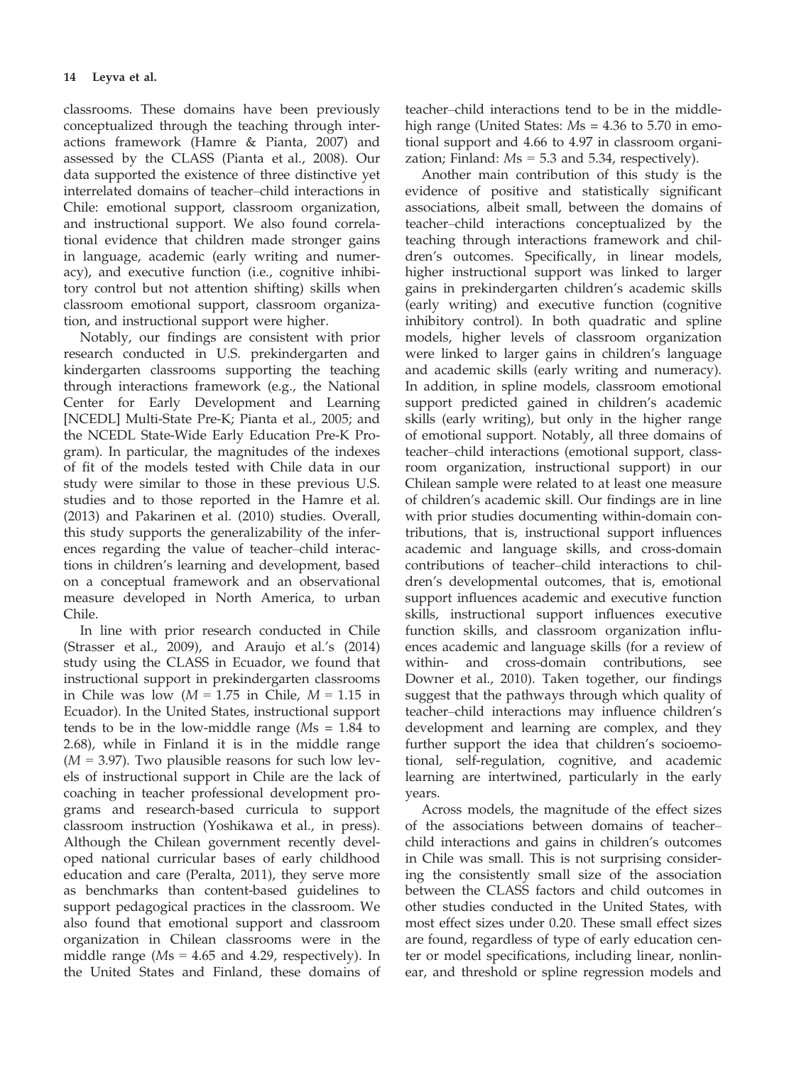classrooms. These domains have been previously conceptualized through the teaching through interactions framework (Hamre & Pianta, 2007) and assessed by the CLASS (Pianta et al., 2008). Our data supported the existence of three distinctive yet interrelated domains of teacher–child interactions in Chile: emotional support, classroom organization, and instructional support. We also found correlational evidence that children made stronger gains in language, academic (early writing and numeracy), and executive function (i.e., cognitive inhibitory control but not attention shifting) skills when classroom emotional support, classroom organization, and instructional support were higher.

Notably, our findings are consistent with prior research conducted in U.S. prekindergarten and kindergarten classrooms supporting the teaching through interactions framework (e.g., the National Center for Early Development and Learning [NCEDL] Multi-State Pre-K; Pianta et al., 2005; and the NCEDL State-Wide Early Education Pre-K Program). In particular, the magnitudes of the indexes of fit of the models tested with Chile data in our study were similar to those in these previous U.S. studies and to those reported in the Hamre et al. (2013) and Pakarinen et al. (2010) studies. Overall, this study supports the generalizability of the inferences regarding the value of teacher–child interactions in children's learning and development, based on a conceptual framework and an observational measure developed in North America, to urban Chile.

In line with prior research conducted in Chile (Strasser et al., 2009), and Araujo et al.'s (2014) study using the CLASS in Ecuador, we found that instructional support in prekindergarten classrooms in Chile was low ($M$ = 1.75 in Chile, $M$ = 1.15 in Ecuador). In the United States, instructional support tends to be in the low-middle range ($M$s = 1.84 to 2.68), while in Finland it is in the middle range ($M$ = 3.97). Two plausible reasons for such low levels of instructional support in Chile are the lack of coaching in teacher professional development programs and research-based curricula to support classroom instruction (Yoshikawa et al., in press). Although the Chilean government recently developed national curricular bases of early childhood education and care (Peralta, 2011), they serve more as benchmarks than content-based guidelines to support pedagogical practices in the classroom. We also found that emotional support and classroom organization in Chilean classrooms were in the middle range ($M$s = 4.65 and 4.29, respectively). In the United States and Finland, these domains of teacher–child interactions tend to be in the middle-high range (United States: $M$s = 4.36 to 5.70 in emotional support and 4.66 to 4.97 in classroom organization; Finland: $M$s = 5.3 and 5.34, respectively).

Another main contribution of this study is the evidence of positive and statistically significant associations, albeit small, between the domains of teacher–child interactions conceptualized by the teaching through interactions framework and children's outcomes. Specifically, in linear models, higher instructional support was linked to larger gains in prekindergarten children's academic skills (early writing) and executive function (cognitive inhibitory control). In both quadratic and spline models, higher levels of classroom organization were linked to larger gains in children's language and academic skills (early writing and numeracy). In addition, in spline models, classroom emotional support predicted gained in children's academic skills (early writing), but only in the higher range of emotional support. Notably, all three domains of teacher–child interactions (emotional support, classroom organization, instructional support) in our Chilean sample were related to at least one measure of children's academic skill. Our findings are in line with prior studies documenting within-domain contributions, that is, instructional support influences academic and language skills, and cross-domain contributions of teacher–child interactions to children's developmental outcomes, that is, emotional support influences academic and executive function skills, instructional support influences executive function skills, and classroom organization influences academic and language skills (for a review of within- and cross-domain contributions, see Downer et al., 2010). Taken together, our findings suggest that the pathways through which quality of teacher–child interactions may influence children's development and learning are complex, and they further support the idea that children's socioemotional, self-regulation, cognitive, and academic learning are intertwined, particularly in the early years.

Across models, the magnitude of the effect sizes of the associations between domains of teacher–child interactions and gains in children's outcomes in Chile was small. This is not surprising considering the consistently small size of the association between the CLASS factors and child outcomes in other studies conducted in the United States, with most effect sizes under 0.20. These small effect sizes are found, regardless of type of early education center or model specifications, including linear, nonlinear, and threshold or spline regression models and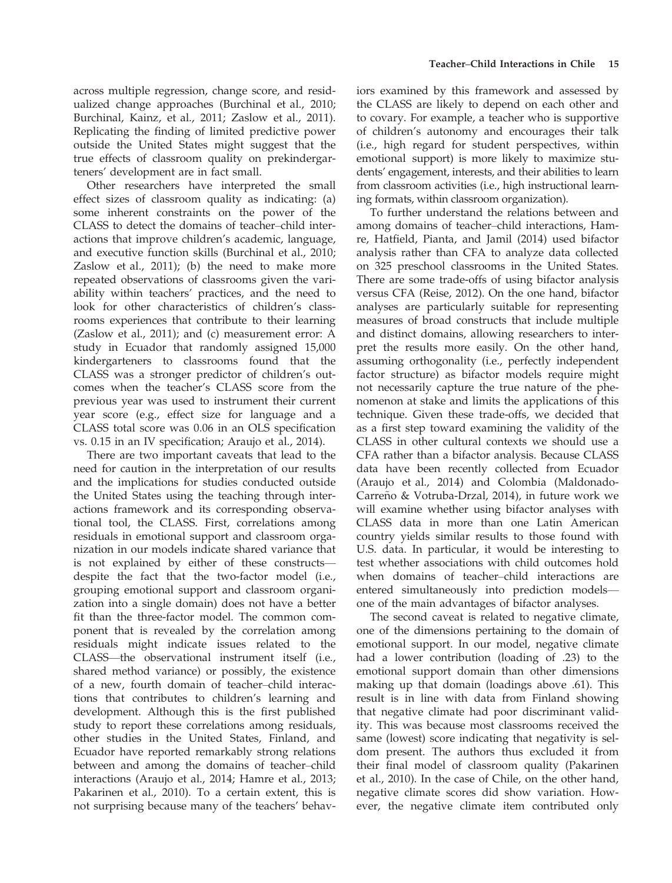across multiple regression, change score, and residualized change approaches (Burchinal et al., 2010; Burchinal, Kainz, et al., 2011; Zaslow et al., 2011). Replicating the finding of limited predictive power outside the United States might suggest that the true effects of classroom quality on prekindergarteners' development are in fact small.

Other researchers have interpreted the small effect sizes of classroom quality as indicating: (a) some inherent constraints on the power of the CLASS to detect the domains of teacher–child interactions that improve children's academic, language, and executive function skills (Burchinal et al., 2010; Zaslow et al., 2011); (b) the need to make more repeated observations of classrooms given the variability within teachers' practices, and the need to look for other characteristics of children's classrooms experiences that contribute to their learning (Zaslow et al., 2011); and (c) measurement error: A study in Ecuador that randomly assigned 15,000 kindergarteners to classrooms found that the CLASS was a stronger predictor of children's outcomes when the teacher's CLASS score from the previous year was used to instrument their current year score (e.g., effect size for language and a CLASS total score was 0.06 in an OLS specification vs. 0.15 in an IV specification; Araujo et al., 2014).

There are two important caveats that lead to the need for caution in the interpretation of our results and the implications for studies conducted outside the United States using the teaching through interactions framework and its corresponding observational tool, the CLASS. First, correlations among residuals in emotional support and classroom organization in our models indicate shared variance that is not explained by either of these constructs—despite the fact that the two-factor model (i.e., grouping emotional support and classroom organization into a single domain) does not have a better fit than the three-factor model. The common component that is revealed by the correlation among residuals might indicate issues related to the CLASS—the observational instrument itself (i.e., shared method variance) or possibly, the existence of a new, fourth domain of teacher–child interactions that contributes to children's learning and development. Although this is the first published study to report these correlations among residuals, other studies in the United States, Finland, and Ecuador have reported remarkably strong relations between and among the domains of teacher–child interactions (Araujo et al., 2014; Hamre et al., 2013; Pakarinen et al., 2010). To a certain extent, this is not surprising because many of the teachers' behaviors examined by this framework and assessed by the CLASS are likely to depend on each other and to covary. For example, a teacher who is supportive of children's autonomy and encourages their talk (i.e., high regard for student perspectives, within emotional support) is more likely to maximize students' engagement, interests, and their abilities to learn from classroom activities (i.e., high instructional learning formats, within classroom organization).

To further understand the relations between and among domains of teacher–child interactions, Hamre, Hatfield, Pianta, and Jamil (2014) used bifactor analysis rather than CFA to analyze data collected on 325 preschool classrooms in the United States. There are some trade-offs of using bifactor analysis versus CFA (Reise, 2012). On the one hand, bifactor analyses are particularly suitable for representing measures of broad constructs that include multiple and distinct domains, allowing researchers to interpret the results more easily. On the other hand, assuming orthogonality (i.e., perfectly independent factor structure) as bifactor models require might not necessarily capture the true nature of the phenomenon at stake and limits the applications of this technique. Given these trade-offs, we decided that as a first step toward examining the validity of the CLASS in other cultural contexts we should use a CFA rather than a bifactor analysis. Because CLASS data have been recently collected from Ecuador (Araujo et al., 2014) and Colombia (Maldonado-Carreño & Votruba-Drzal, 2014), in future work we will examine whether using bifactor analyses with CLASS data in more than one Latin American country yields similar results to those found with U.S. data. In particular, it would be interesting to test whether associations with child outcomes hold when domains of teacher–child interactions are entered simultaneously into prediction models—one of the main advantages of bifactor analyses.

The second caveat is related to negative climate, one of the dimensions pertaining to the domain of emotional support. In our model, negative climate had a lower contribution (loading of .23) to the emotional support domain than other dimensions making up that domain (loadings above .61). This result is in line with data from Finland showing that negative climate had poor discriminant validity. This was because most classrooms received the same (lowest) score indicating that negativity is seldom present. The authors thus excluded it from their final model of classroom quality (Pakarinen et al., 2010). In the case of Chile, on the other hand, negative climate scores did show variation. However, the negative climate item contributed only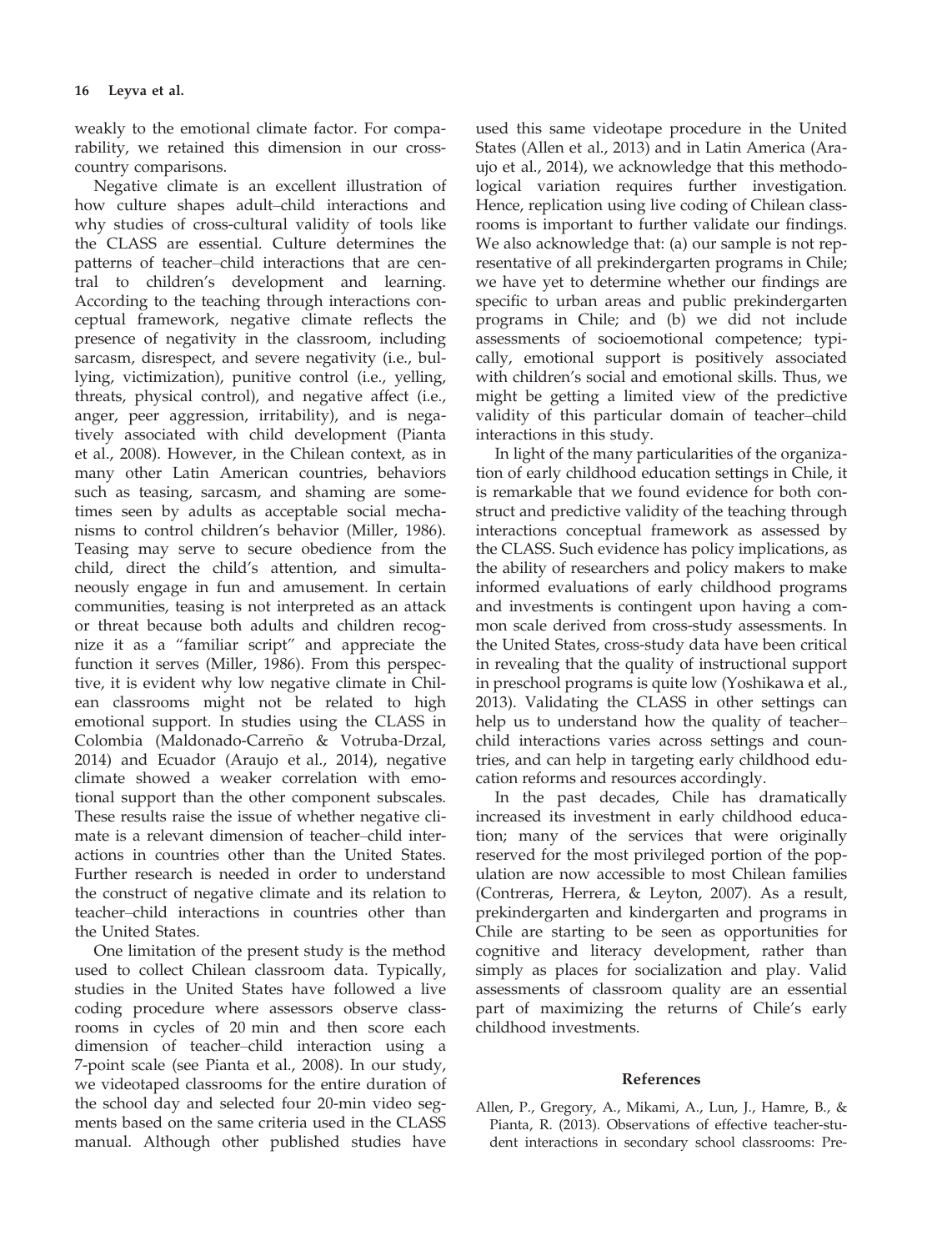weakly to the emotional climate factor. For comparability, we retained this dimension in our cross-country comparisons.

Negative climate is an excellent illustration of how culture shapes adult–child interactions and why studies of cross-cultural validity of tools like the CLASS are essential. Culture determines the patterns of teacher–child interactions that are central to children's development and learning. According to the teaching through interactions conceptual framework, negative climate reflects the presence of negativity in the classroom, including sarcasm, disrespect, and severe negativity (i.e., bullying, victimization), punitive control (i.e., yelling, threats, physical control), and negative affect (i.e., anger, peer aggression, irritability), and is negatively associated with child development (Pianta et al., 2008). However, in the Chilean context, as in many other Latin American countries, behaviors such as teasing, sarcasm, and shaming are sometimes seen by adults as acceptable social mechanisms to control children's behavior (Miller, 1986). Teasing may serve to secure obedience from the child, direct the child's attention, and simultaneously engage in fun and amusement. In certain communities, teasing is not interpreted as an attack or threat because both adults and children recognize it as a "familiar script" and appreciate the function it serves (Miller, 1986). From this perspective, it is evident why low negative climate in Chilean classrooms might not be related to high emotional support. In studies using the CLASS in Colombia (Maldonado-Carreño & Votruba-Drzal, 2014) and Ecuador (Araujo et al., 2014), negative climate showed a weaker correlation with emotional support than the other component subscales. These results raise the issue of whether negative climate is a relevant dimension of teacher–child interactions in countries other than the United States. Further research is needed in order to understand the construct of negative climate and its relation to teacher–child interactions in countries other than the United States.

One limitation of the present study is the method used to collect Chilean classroom data. Typically, studies in the United States have followed a live coding procedure where assessors observe classrooms in cycles of 20 min and then score each dimension of teacher–child interaction using a 7-point scale (see Pianta et al., 2008). In our study, we videotaped classrooms for the entire duration of the school day and selected four 20-min video segments based on the same criteria used in the CLASS manual. Although other published studies have used this same videotape procedure in the United States (Allen et al., 2013) and in Latin America (Araujo et al., 2014), we acknowledge that this methodological variation requires further investigation. Hence, replication using live coding of Chilean classrooms is important to further validate our findings. We also acknowledge that: (a) our sample is not representative of all prekindergarten programs in Chile; we have yet to determine whether our findings are specific to urban areas and public prekindergarten programs in Chile; and (b) we did not include assessments of socioemotional competence; typically, emotional support is positively associated with children's social and emotional skills. Thus, we might be getting a limited view of the predictive validity of this particular domain of teacher–child interactions in this study.

In light of the many particularities of the organization of early childhood education settings in Chile, it is remarkable that we found evidence for both construct and predictive validity of the teaching through interactions conceptual framework as assessed by the CLASS. Such evidence has policy implications, as the ability of researchers and policy makers to make informed evaluations of early childhood programs and investments is contingent upon having a common scale derived from cross-study assessments. In the United States, cross-study data have been critical in revealing that the quality of instructional support in preschool programs is quite low (Yoshikawa et al., 2013). Validating the CLASS in other settings can help us to understand how the quality of teacher–child interactions varies across settings and countries, and can help in targeting early childhood education reforms and resources accordingly.

In the past decades, Chile has dramatically increased its investment in early childhood education; many of the services that were originally reserved for the most privileged portion of the population are now accessible to most Chilean families (Contreras, Herrera, & Leyton, 2007). As a result, prekindergarten and kindergarten and programs in Chile are starting to be seen as opportunities for cognitive and literacy development, rather than simply as places for socialization and play. Valid assessments of classroom quality are an essential part of maximizing the returns of Chile's early childhood investments.

## References

Allen, P., Gregory, A., Mikami, A., Lun, J., Hamre, B., & Pianta, R. (2013). Observations of effective teacher-student interactions in secondary school classrooms: Pre-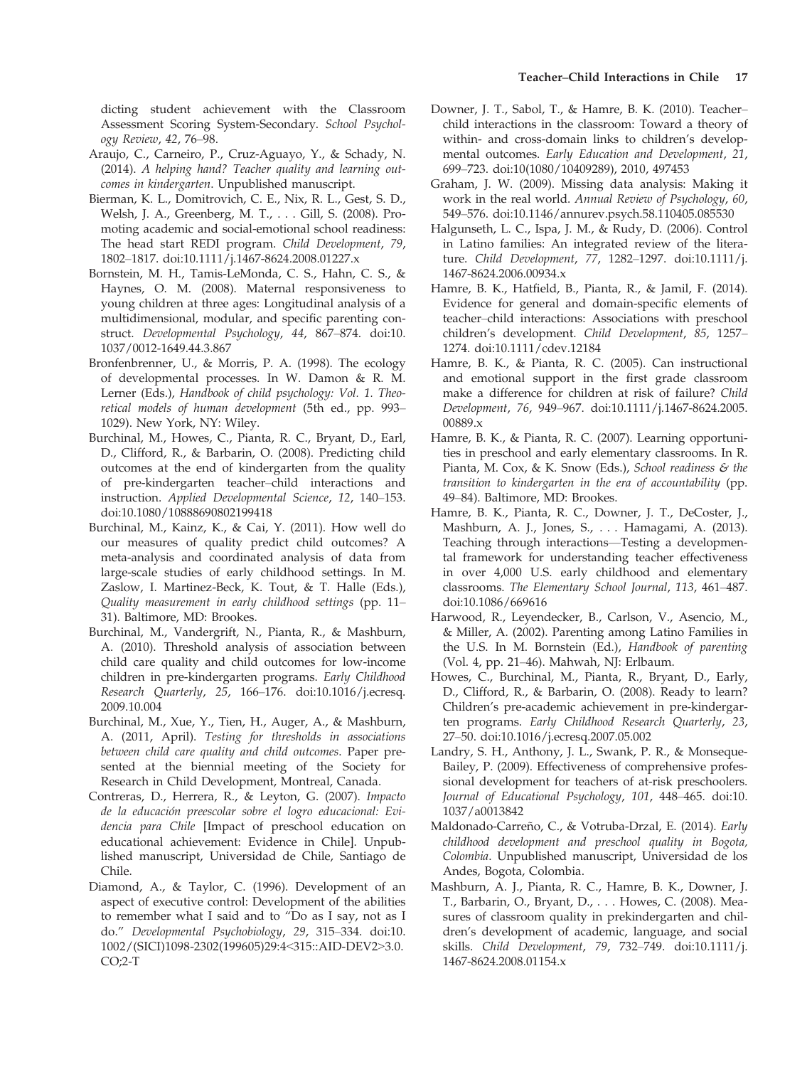dicting student achievement with the Classroom Assessment Scoring System-Secondary. *School Psychology Review*, *42*, 76–98.

Araujo, C., Carneiro, P., Cruz-Aguayo, Y., & Schady, N. (2014). *A helping hand? Teacher quality and learning outcomes in kindergarten*. Unpublished manuscript.

Bierman, K. L., Domitrovich, C. E., Nix, R. L., Gest, S. D., Welsh, J. A., Greenberg, M. T., . . . Gill, S. (2008). Promoting academic and social-emotional school readiness: The head start REDI program. *Child Development*, *79*, 1802–1817. doi:10.1111/j.1467-8624.2008.01227.x

Bornstein, M. H., Tamis-LeMonda, C. S., Hahn, C. S., & Haynes, O. M. (2008). Maternal responsiveness to young children at three ages: Longitudinal analysis of a multidimensional, modular, and specific parenting construct. *Developmental Psychology*, *44*, 867–874. doi:10.1037/0012-1649.44.3.867

Bronfenbrenner, U., & Morris, P. A. (1998). The ecology of developmental processes. In W. Damon & R. M. Lerner (Eds.), *Handbook of child psychology: Vol. 1. Theoretical models of human development* (5th ed., pp. 993–1029). New York, NY: Wiley.

Burchinal, M., Howes, C., Pianta, R. C., Bryant, D., Earl, D., Clifford, R., & Barbarin, O. (2008). Predicting child outcomes at the end of kindergarten from the quality of pre-kindergarten teacher–child interactions and instruction. *Applied Developmental Science*, *12*, 140–153. doi:10.1080/10888690802199418

Burchinal, M., Kainz, K., & Cai, Y. (2011). How well do our measures of quality predict child outcomes? A meta-analysis and coordinated analysis of data from large-scale studies of early childhood settings. In M. Zaslow, I. Martinez-Beck, K. Tout, & T. Halle (Eds.), *Quality measurement in early childhood settings* (pp. 11–31). Baltimore, MD: Brookes.

Burchinal, M., Vandergrift, N., Pianta, R., & Mashburn, A. (2010). Threshold analysis of association between child care quality and child outcomes for low-income children in pre-kindergarten programs. *Early Childhood Research Quarterly*, *25*, 166–176. doi:10.1016/j.ecresq.2009.10.004

Burchinal, M., Xue, Y., Tien, H., Auger, A., & Mashburn, A. (2011, April). *Testing for thresholds in associations between child care quality and child outcomes*. Paper presented at the biennial meeting of the Society for Research in Child Development, Montreal, Canada.

Contreras, D., Herrera, R., & Leyton, G. (2007). *Impacto de la educación preescolar sobre el logro educacional: Evidencia para Chile* [Impact of preschool education on educational achievement: Evidence in Chile]. Unpublished manuscript, Universidad de Chile, Santiago de Chile.

Diamond, A., & Taylor, C. (1996). Development of an aspect of executive control: Development of the abilities to remember what I said and to "Do as I say, not as I do." *Developmental Psychobiology*, *29*, 315–334. doi:10.1002/(SICI)1098-2302(199605)29:4<315::AID-DEV2>3.0.CO;2-T

Downer, J. T., Sabol, T., & Hamre, B. K. (2010). Teacher–child interactions in the classroom: Toward a theory of within- and cross-domain links to children's developmental outcomes. *Early Education and Development*, *21*, 699–723. doi:10(1080/10409289), 2010, 497453

Graham, J. W. (2009). Missing data analysis: Making it work in the real world. *Annual Review of Psychology*, *60*, 549–576. doi:10.1146/annurev.psych.58.110405.085530

Halgunseth, L. C., Ispa, J. M., & Rudy, D. (2006). Control in Latino families: An integrated review of the literature. *Child Development*, *77*, 1282–1297. doi:10.1111/j.1467-8624.2006.00934.x

Hamre, B. K., Hatfield, B., Pianta, R., & Jamil, F. (2014). Evidence for general and domain-specific elements of teacher–child interactions: Associations with preschool children's development. *Child Development*, *85*, 1257–1274. doi:10.1111/cdev.12184

Hamre, B. K., & Pianta, R. C. (2005). Can instructional and emotional support in the first grade classroom make a difference for children at risk of failure? *Child Development*, *76*, 949–967. doi:10.1111/j.1467-8624.2005.00889.x

Hamre, B. K., & Pianta, R. C. (2007). Learning opportunities in preschool and early elementary classrooms. In R. Pianta, M. Cox, & K. Snow (Eds.), *School readiness & the transition to kindergarten in the era of accountability* (pp. 49–84). Baltimore, MD: Brookes.

Hamre, B. K., Pianta, R. C., Downer, J. T., DeCoster, J., Mashburn, A. J., Jones, S., . . . Hamagami, A. (2013). Teaching through interactions—Testing a developmental framework for understanding teacher effectiveness in over 4,000 U.S. early childhood and elementary classrooms. *The Elementary School Journal*, *113*, 461–487. doi:10.1086/669616

Harwood, R., Leyendecker, B., Carlson, V., Asencio, M., & Miller, A. (2002). Parenting among Latino Families in the U.S. In M. Bornstein (Ed.), *Handbook of parenting* (Vol. 4, pp. 21–46). Mahwah, NJ: Erlbaum.

Howes, C., Burchinal, M., Pianta, R., Bryant, D., Early, D., Clifford, R., & Barbarin, O. (2008). Ready to learn? Children's pre-academic achievement in pre-kindergarten programs. *Early Childhood Research Quarterly*, *23*, 27–50. doi:10.1016/j.ecresq.2007.05.002

Landry, S. H., Anthony, J. L., Swank, P. R., & Monseque-Bailey, P. (2009). Effectiveness of comprehensive professional development for teachers of at-risk preschoolers. *Journal of Educational Psychology*, *101*, 448–465. doi:10.1037/a0013842

Maldonado-Carreño, C., & Votruba-Drzal, E. (2014). *Early childhood development and preschool quality in Bogota, Colombia*. Unpublished manuscript, Universidad de los Andes, Bogota, Colombia.

Mashburn, A. J., Pianta, R. C., Hamre, B. K., Downer, J. T., Barbarin, O., Bryant, D., . . . Howes, C. (2008). Measures of classroom quality in prekindergarten and children's development of academic, language, and social skills. *Child Development*, *79*, 732–749. doi:10.1111/j.1467-8624.2008.01154.x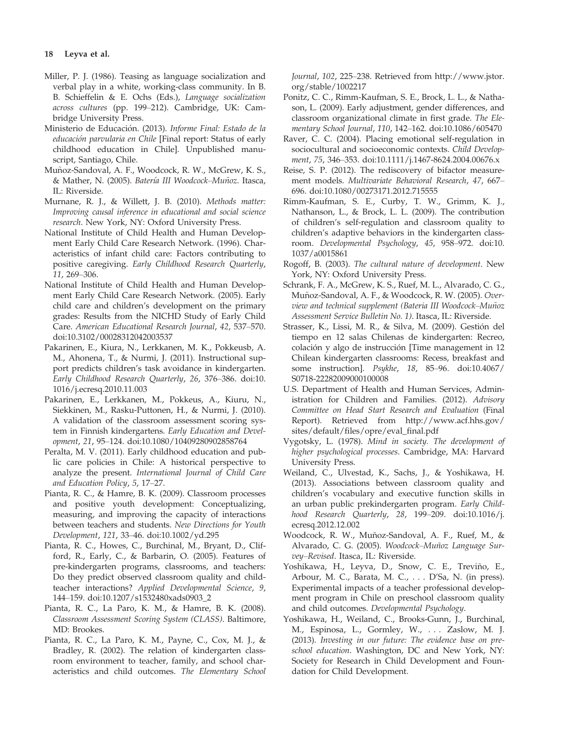Miller, P. J. (1986). Teasing as language socialization and verbal play in a white, working-class community. In B. B. Schieffelin & E. Ochs (Eds.), *Language socialization across cultures* (pp. 199–212). Cambridge, UK: Cambridge University Press.

Ministerio de Educación. (2013). *Informe Final: Estado de la educación parvularia en Chile* [Final report: Status of early childhood education in Chile]. Unpublished manuscript, Santiago, Chile.

Muñoz-Sandoval, A. F., Woodcock, R. W., McGrew, K. S., & Mather, N. (2005). *Batería III Woodcock–Muñoz*. Itasca, IL: Riverside.

Murnane, R. J., & Willett, J. B. (2010). *Methods matter: Improving causal inference in educational and social science research*. New York, NY: Oxford University Press.

National Institute of Child Health and Human Development Early Child Care Research Network. (1996). Characteristics of infant child care: Factors contributing to positive caregiving. *Early Childhood Research Quarterly*, *11*, 269–306.

National Institute of Child Health and Human Development Early Child Care Research Network. (2005). Early child care and children's development on the primary grades: Results from the NICHD Study of Early Child Care. *American Educational Research Journal*, *42*, 537–570. doi:10.3102/00028312042003537

Pakarinen, E., Kiura, N., Lerkkanen, M. K., Pokkeusb, A. M., Ahonena, T., & Nurmi, J. (2011). Instructional support predicts children's task avoidance in kindergarten. *Early Childhood Research Quarterly*, *26*, 376–386. doi:10.1016/j.ecresq.2010.11.003

Pakarinen, E., Lerkkanen, M., Pokkeus, A., Kiuru, N., Siekkinen, M., Rasku-Puttonen, H., & Nurmi, J. (2010). A validation of the classroom assessment scoring system in Finnish kindergartens. *Early Education and Development*, *21*, 95–124. doi:10.1080/10409280902858764

Peralta, M. V. (2011). Early childhood education and public care policies in Chile: A historical perspective to analyze the present. *International Journal of Child Care and Education Policy*, *5*, 17–27.

Pianta, R. C., & Hamre, B. K. (2009). Classroom processes and positive youth development: Conceptualizing, measuring, and improving the capacity of interactions between teachers and students. *New Directions for Youth Development*, *121*, 33–46. doi:10.1002/yd.295

Pianta, R. C., Howes, C., Burchinal, M., Bryant, D., Clifford, R., Early, C., & Barbarin, O. (2005). Features of pre-kindergarten programs, classrooms, and teachers: Do they predict observed classroom quality and child-teacher interactions? *Applied Developmental Science*, *9*, 144–159. doi:10.1207/s1532480xads0903_2

Pianta, R. C., La Paro, K. M., & Hamre, B. K. (2008). *Classroom Assessment Scoring System (CLASS)*. Baltimore, MD: Brookes.

Pianta, R. C., La Paro, K. M., Payne, C., Cox, M. J., & Bradley, R. (2002). The relation of kindergarten classroom environment to teacher, family, and school characteristics and child outcomes. *The Elementary School Journal*, *102*, 225–238. Retrieved from http://www.jstor.org/stable/1002217

Ponitz, C. C., Rimm-Kaufman, S. E., Brock, L. L., & Nathason, L. (2009). Early adjustment, gender differences, and classroom organizational climate in first grade. *The Elementary School Journal*, *110*, 142–162. doi:10.1086/605470

Raver, C. C. (2004). Placing emotional self-regulation in sociocultural and socioeconomic contexts. *Child Development*, *75*, 346–353. doi:10.1111/j.1467-8624.2004.00676.x

Reise, S. P. (2012). The rediscovery of bifactor measurement models. *Multivariate Behavioral Research*, *47*, 667–696. doi:10.1080/00273171.2012.715555

Rimm-Kaufman, S. E., Curby, T. W., Grimm, K. J., Nathanson, L., & Brock, L. L. (2009). The contribution of children's self-regulation and classroom quality to children's adaptive behaviors in the kindergarten classroom. *Developmental Psychology*, *45*, 958–972. doi:10.1037/a0015861

Rogoff, B. (2003). *The cultural nature of development*. New York, NY: Oxford University Press.

Schrank, F. A., McGrew, K. S., Ruef, M. L., Alvarado, C. G., Muñoz-Sandoval, A. F., & Woodcock, R. W. (2005). *Overview and technical supplement (Bateria III Woodcock–Muñoz Assessment Service Bulletin No. 1)*. Itasca, IL: Riverside.

Strasser, K., Lissi, M. R., & Silva, M. (2009). Gestión del tiempo en 12 salas Chilenas de kindergarten: Recreo, colación y algo de instrucción [Time management in 12 Chilean kindergarten classrooms: Recess, breakfast and some instruction]. *Psykhe*, *18*, 85–96. doi:10.4067/S0718-22282009000100008

U.S. Department of Health and Human Services, Administration for Children and Families. (2012). *Advisory Committee on Head Start Research and Evaluation* (Final Report). Retrieved from http://www.acf.hhs.gov/sites/default/files/opre/eval_final.pdf

Vygotsky, L. (1978). *Mind in society. The development of higher psychological processes*. Cambridge, MA: Harvard University Press.

Weiland, C., Ulvestad, K., Sachs, J., & Yoshikawa, H. (2013). Associations between classroom quality and children's vocabulary and executive function skills in an urban public prekindergarten program. *Early Childhood Research Quarterly*, *28*, 199–209. doi:10.1016/j.ecresq.2012.12.002

Woodcock, R. W., Muñoz-Sandoval, A. F., Ruef, M., & Alvarado, C. G. (2005). *Woodcock–Muñoz Language Survey–Revised*. Itasca, IL: Riverside.

Yoshikawa, H., Leyva, D., Snow, C. E., Treviño, E., Arbour, M. C., Barata, M. C., . . . D'Sa, N. (in press). Experimental impacts of a teacher professional development program in Chile on preschool classroom quality and child outcomes. *Developmental Psychology*.

Yoshikawa, H., Weiland, C., Brooks-Gunn, J., Burchinal, M., Espinosa, L., Gormley, W., . . . Zaslow, M. J. (2013). *Investing in our future: The evidence base on preschool education*. Washington, DC and New York, NY: Society for Research in Child Development and Foundation for Child Development.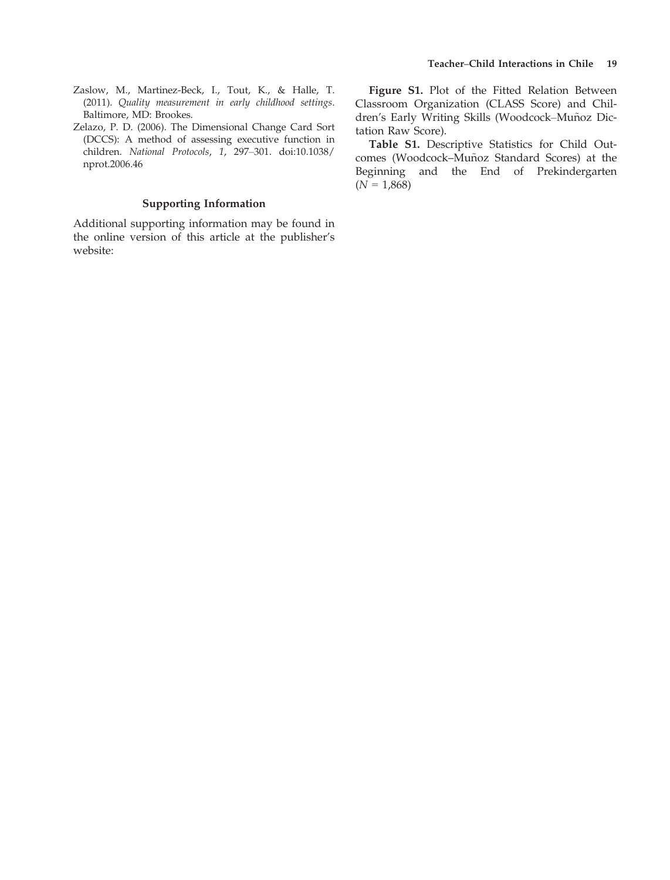Zaslow, M., Martinez-Beck, I., Tout, K., & Halle, T. (2011). *Quality measurement in early childhood settings*. Baltimore, MD: Brookes.

Zelazo, P. D. (2006). The Dimensional Change Card Sort (DCCS): A method of assessing executive function in children. *National Protocols*, *1*, 297–301. doi:10.1038/nprot.2006.46

## Supporting Information

Additional supporting information may be found in the online version of this article at the publisher's website:

**Figure S1.** Plot of the Fitted Relation Between Classroom Organization (CLASS Score) and Children's Early Writing Skills (Woodcock–Muñoz Dictation Raw Score).

**Table S1.** Descriptive Statistics for Child Outcomes (Woodcock–Muñoz Standard Scores) at the Beginning and the End of Prekindergarten ($N$ = 1,868)